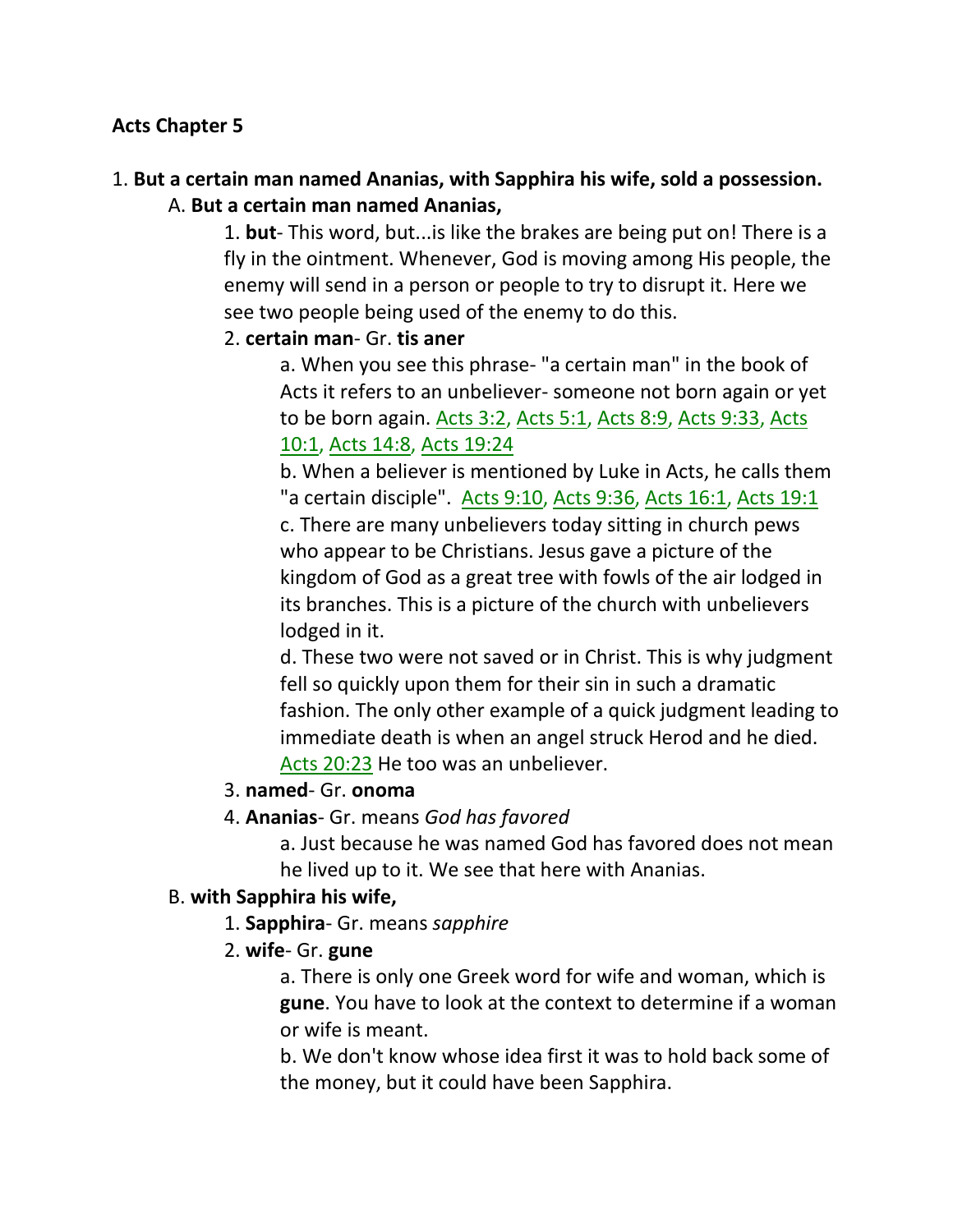**Acts Chapter 5**

1. **But a certain man named Ananias, with Sapphira his wife, sold a possession.**
    - A. **But a certain man named Ananias,**
        1. **but**- This word, but...is like the brakes are being put on! There is a fly in the ointment. Whenever, God is moving among His people, the enemy will send in a person or people to try to disrupt it. Here we see two people being used of the enemy to do this.
        2. **certain man**- Gr. **tis aner**
            - a. When you see this phrase- "a certain man" in the book of Acts it refers to an unbeliever- someone not born again or yet to be born again. Acts 3:2, Acts 5:1, Acts 8:9, Acts 9:33, Acts 10:1, Acts 14:8, Acts 19:24
            - b. When a believer is mentioned by Luke in Acts, he calls them "a certain disciple". Acts 9:10, Acts 9:36, Acts 16:1, Acts 19:1
            - c. There are many unbelievers today sitting in church pews who appear to be Christians. Jesus gave a picture of the kingdom of God as a great tree with fowls of the air lodged in its branches. This is a picture of the church with unbelievers lodged in it.
            - d. These two were not saved or in Christ. This is why judgment fell so quickly upon them for their sin in such a dramatic fashion. The only other example of a quick judgment leading to immediate death is when an angel struck Herod and he died. Acts 20:23 He too was an unbeliever.
        3. **named**- Gr. **onoma**
        4. **Ananias**- Gr. means *God has favored*
            - a. Just because he was named God has favored does not mean he lived up to it. We see that here with Ananias.
    - B. **with Sapphira his wife,**
        1. **Sapphira**- Gr. means *sapphire*
        2. **wife**- Gr. **gune**
            - a. There is only one Greek word for wife and woman, which is **gune**. You have to look at the context to determine if a woman or wife is meant.
            - b. We don't know whose idea first it was to hold back some of the money, but it could have been Sapphira.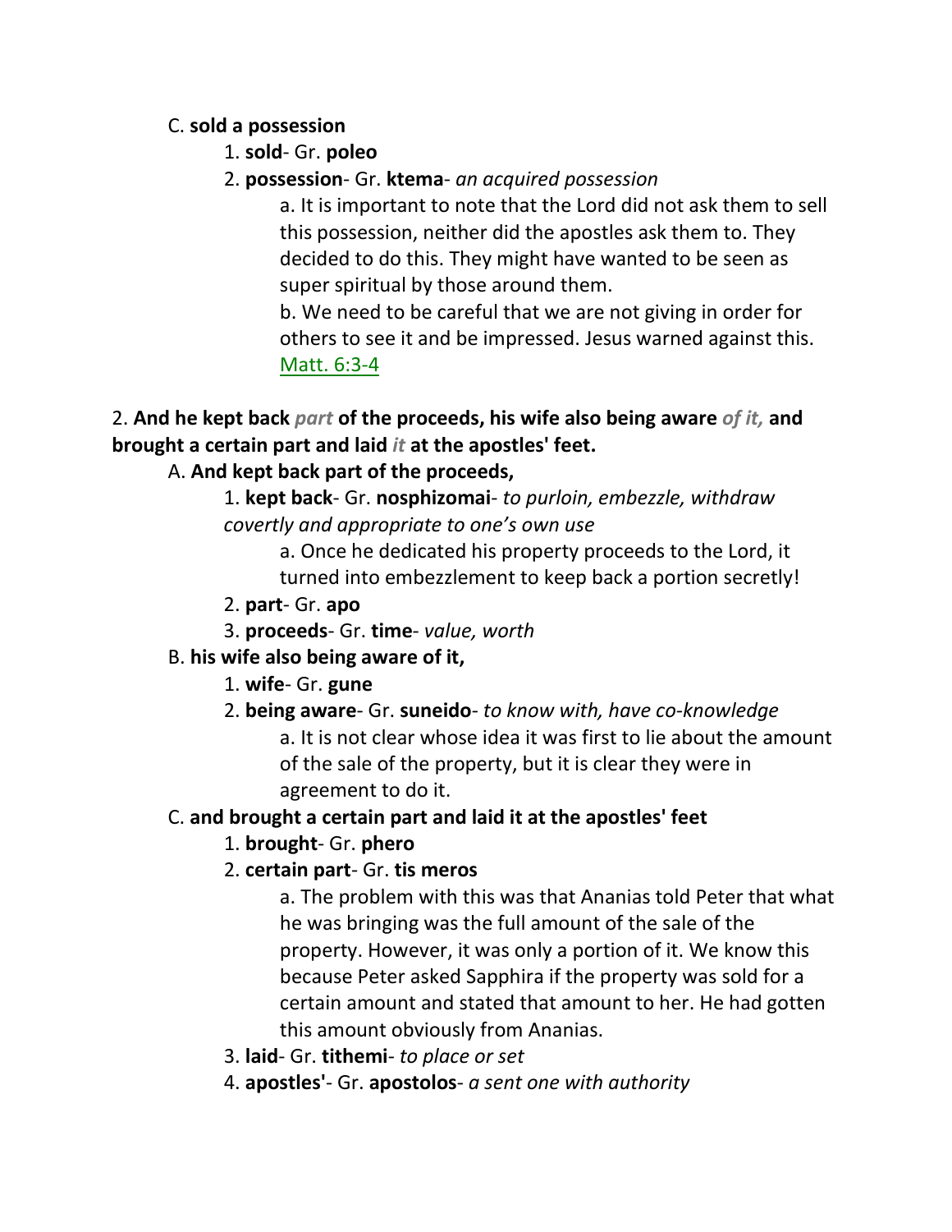C. **sold a possession**

1. **sold**- Gr. **poleo**
2. **possession**- Gr. **ktema**- *an acquired possession*

   a. It is important to note that the Lord did not ask them to sell this possession, neither did the apostles ask them to. They decided to do this. They might have wanted to be seen as super spiritual by those around them.

   b. We need to be careful that we are not giving in order for others to see it and be impressed. Jesus warned against this. Matt. 6:3-4

2. **And he kept back** ***part*** **of the proceeds, his wife also being aware** ***of it,*** **and brought a certain part and laid** ***it*** **at the apostles' feet.**

A. **And kept back part of the proceeds,**

1. **kept back**- Gr. **nosphizomai**- *to purloin, embezzle, withdraw covertly and appropriate to one's own use*

   a. Once he dedicated his property proceeds to the Lord, it turned into embezzlement to keep back a portion secretly!

2. **part**- Gr. **apo**
3. **proceeds**- Gr. **time**- *value, worth*

B. **his wife also being aware of it,**

1. **wife**- Gr. **gune**
2. **being aware**- Gr. **suneido**- *to know with, have co-knowledge*

   a. It is not clear whose idea it was first to lie about the amount of the sale of the property, but it is clear they were in agreement to do it.

C. **and brought a certain part and laid it at the apostles' feet**

1. **brought**- Gr. **phero**
2. **certain part**- Gr. **tis meros**

   a. The problem with this was that Ananias told Peter that what he was bringing was the full amount of the sale of the property. However, it was only a portion of it. We know this because Peter asked Sapphira if the property was sold for a certain amount and stated that amount to her. He had gotten this amount obviously from Ananias.

3. **laid**- Gr. **tithemi**- *to place or set*
4. **apostles'**- Gr. **apostolos**- *a sent one with authority*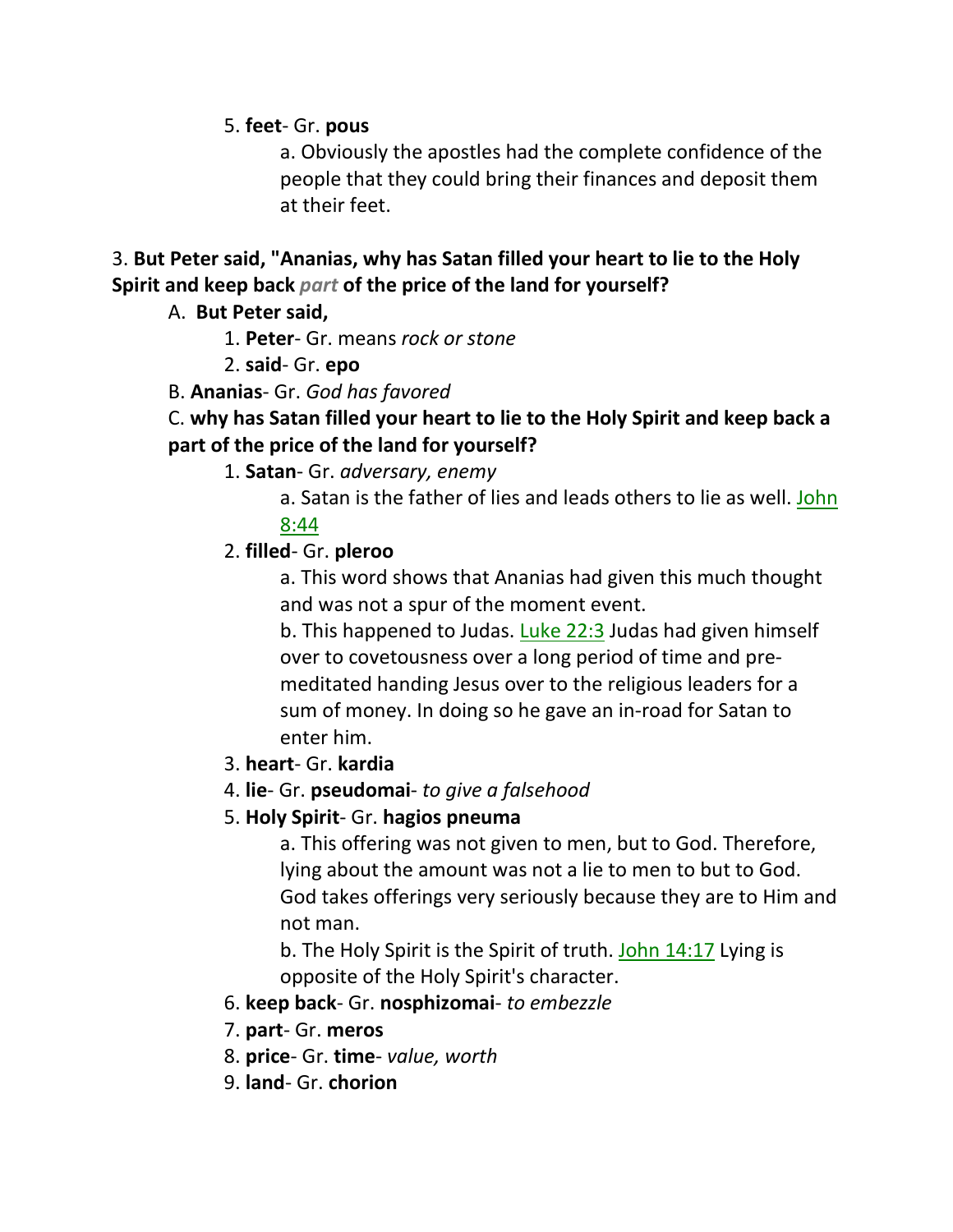5. **feet**- Gr. **pous**

    a. Obviously the apostles had the complete confidence of the people that they could bring their finances and deposit them at their feet.

3. **But Peter said, "Ananias, why has Satan filled your heart to lie to the Holy Spirit and keep back *part* of the price of the land for yourself?**

A. **But Peter said,**

1. **Peter**- Gr. means *rock or stone*
2. **said**- Gr. **epo**

B. **Ananias**- Gr. *God has favored*

C. **why has Satan filled your heart to lie to the Holy Spirit and keep back a part of the price of the land for yourself?**

1. **Satan**- Gr. *adversary, enemy*

    a. Satan is the father of lies and leads others to lie as well. John 8:44

2. **filled**- Gr. **pleroo**

    a. This word shows that Ananias had given this much thought and was not a spur of the moment event.

    b. This happened to Judas. Luke 22:3 Judas had given himself over to covetousness over a long period of time and pre-meditated handing Jesus over to the religious leaders for a sum of money. In doing so he gave an in-road for Satan to enter him.

3. **heart**- Gr. **kardia**
4. **lie**- Gr. **pseudomai**- *to give a falsehood*
5. **Holy Spirit**- Gr. **hagios pneuma**

    a. This offering was not given to men, but to God. Therefore, lying about the amount was not a lie to men to but to God. God takes offerings very seriously because they are to Him and not man.

    b. The Holy Spirit is the Spirit of truth. John 14:17 Lying is opposite of the Holy Spirit's character.

6. **keep back**- Gr. **nosphizomai**- *to embezzle*
7. **part**- Gr. **meros**
8. **price**- Gr. **time**- *value, worth*
9. **land**- Gr. **chorion**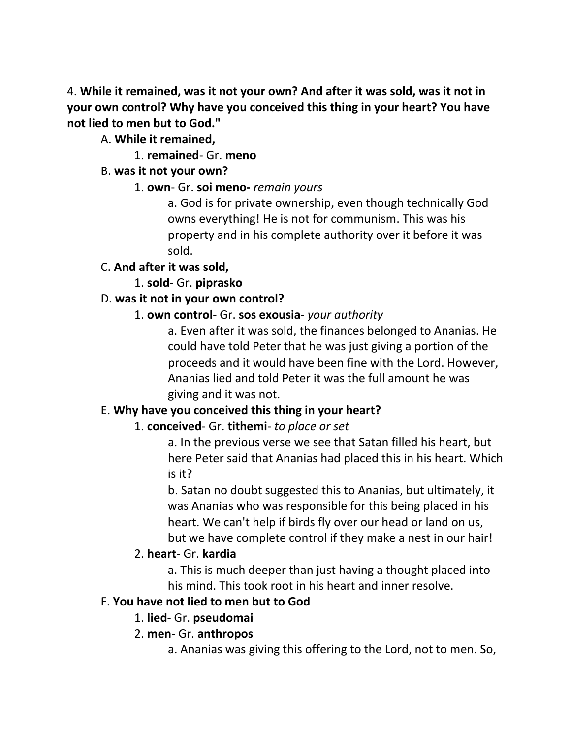4. **While it remained, was it not your own? And after it was sold, was it not in your own control? Why have you conceived this thing in your heart? You have not lied to men but to God."**

A. **While it remained,**

1. **remained**- Gr. **meno**

B. **was it not your own?**

1. **own**- Gr. **soi meno-** *remain yours*

a. God is for private ownership, even though technically God owns everything! He is not for communism. This was his property and in his complete authority over it before it was sold.

C. **And after it was sold,**

1. **sold**- Gr. **piprasko**

D. **was it not in your own control?**

1. **own control**- Gr. **sos exousia**- *your authority*

a. Even after it was sold, the finances belonged to Ananias. He could have told Peter that he was just giving a portion of the proceeds and it would have been fine with the Lord. However, Ananias lied and told Peter it was the full amount he was giving and it was not.

E. **Why have you conceived this thing in your heart?**

1. **conceived**- Gr. **tithemi**- *to place or set*

a. In the previous verse we see that Satan filled his heart, but here Peter said that Ananias had placed this in his heart. Which is it?

b. Satan no doubt suggested this to Ananias, but ultimately, it was Ananias who was responsible for this being placed in his heart. We can't help if birds fly over our head or land on us, but we have complete control if they make a nest in our hair!

2. **heart**- Gr. **kardia**

a. This is much deeper than just having a thought placed into his mind. This took root in his heart and inner resolve.

F. **You have not lied to men but to God**

1. **lied**- Gr. **pseudomai**

2. **men**- Gr. **anthropos**

a. Ananias was giving this offering to the Lord, not to men. So,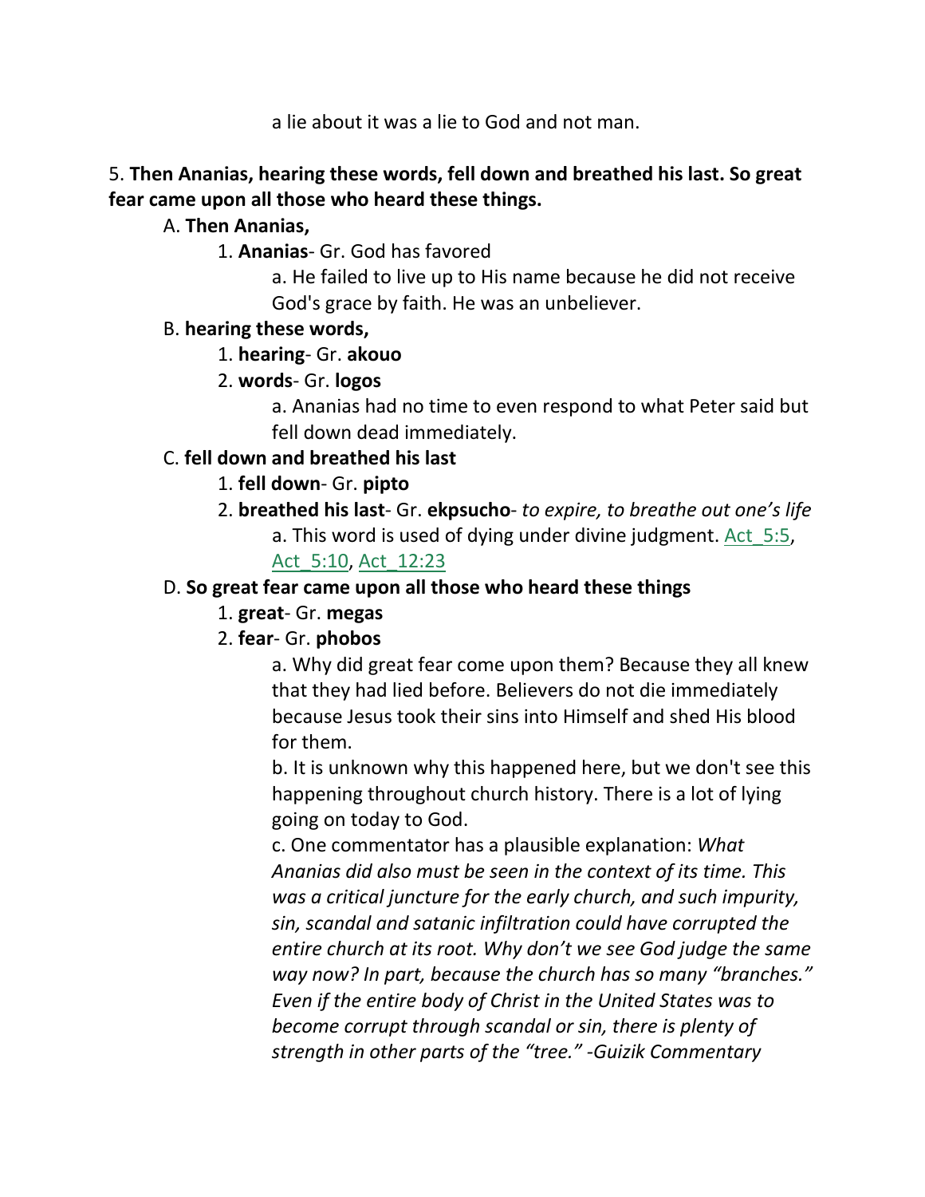a lie about it was a lie to God and not man.

5. **Then Ananias, hearing these words, fell down and breathed his last. So great fear came upon all those who heard these things.**

- A. **Then Ananias,**
  - 1. **Ananias**- Gr. God has favored
    - a. He failed to live up to His name because he did not receive God's grace by faith. He was an unbeliever.
- B. **hearing these words,**
  - 1. **hearing**- Gr. **akouo**
  - 2. **words**- Gr. **logos**
    - a. Ananias had no time to even respond to what Peter said but fell down dead immediately.
- C. **fell down and breathed his last**
  - 1. **fell down**- Gr. **pipto**
  - 2. **breathed his last**- Gr. **ekpsucho**- *to expire, to breathe out one's life*
    - a. This word is used of dying under divine judgment. Act_5:5, Act_5:10, Act_12:23
- D. **So great fear came upon all those who heard these things**
  - 1. **great**- Gr. **megas**
  - 2. **fear**- Gr. **phobos**
    - a. Why did great fear come upon them? Because they all knew that they had lied before. Believers do not die immediately because Jesus took their sins into Himself and shed His blood for them.
    - b. It is unknown why this happened here, but we don't see this happening throughout church history. There is a lot of lying going on today to God.
    - c. One commentator has a plausible explanation: *What Ananias did also must be seen in the context of its time. This was a critical juncture for the early church, and such impurity, sin, scandal and satanic infiltration could have corrupted the entire church at its root. Why don't we see God judge the same way now? In part, because the church has so many "branches." Even if the entire body of Christ in the United States was to become corrupt through scandal or sin, there is plenty of strength in other parts of the "tree." -Guizik Commentary*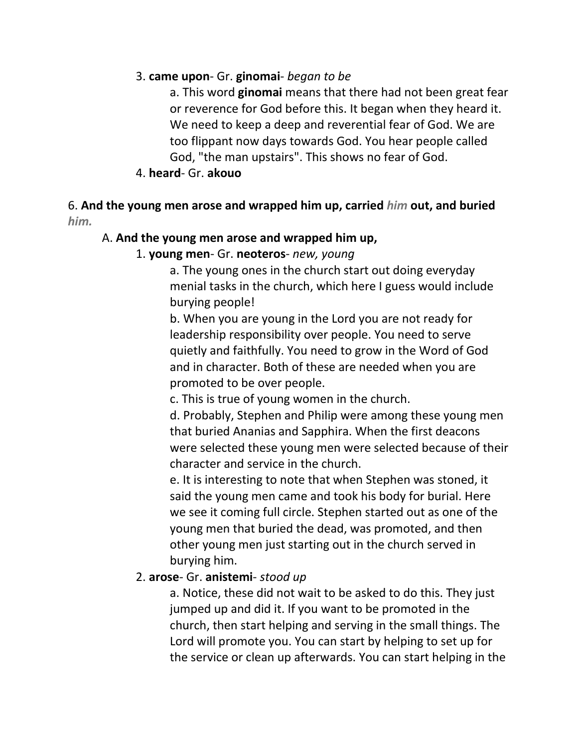3. **came upon**- Gr. **ginomai**- *began to be*

a. This word **ginomai** means that there had not been great fear or reverence for God before this. It began when they heard it. We need to keep a deep and reverential fear of God. We are too flippant now days towards God. You hear people called God, "the man upstairs". This shows no fear of God.

4. **heard**- Gr. **akouo**

6. **And the young men arose and wrapped him up, carried** ***him*** **out, and buried** ***him.***

A. **And the young men arose and wrapped him up,**

1. **young men**- Gr. **neoteros**- *new, young*

a. The young ones in the church start out doing everyday menial tasks in the church, which here I guess would include burying people!

b. When you are young in the Lord you are not ready for leadership responsibility over people. You need to serve quietly and faithfully. You need to grow in the Word of God and in character. Both of these are needed when you are promoted to be over people.

c. This is true of young women in the church.

d. Probably, Stephen and Philip were among these young men that buried Ananias and Sapphira. When the first deacons were selected these young men were selected because of their character and service in the church.

e. It is interesting to note that when Stephen was stoned, it said the young men came and took his body for burial. Here we see it coming full circle. Stephen started out as one of the young men that buried the dead, was promoted, and then other young men just starting out in the church served in burying him.

2. **arose**- Gr. **anistemi**- *stood up*

a. Notice, these did not wait to be asked to do this. They just jumped up and did it. If you want to be promoted in the church, then start helping and serving in the small things. The Lord will promote you. You can start by helping to set up for the service or clean up afterwards. You can start helping in the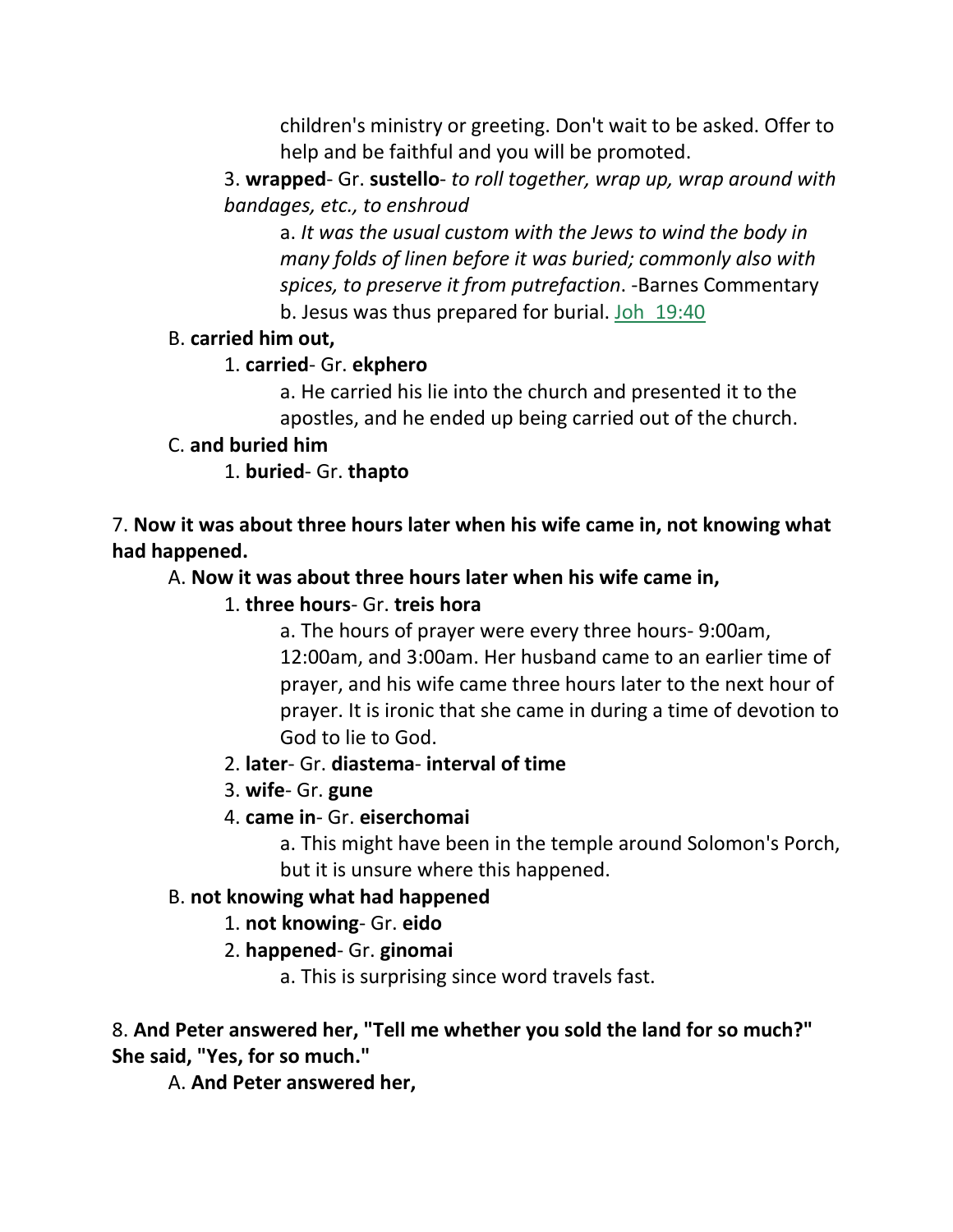children's ministry or greeting. Don't wait to be asked. Offer to help and be faithful and you will be promoted.

3. **wrapped**- Gr. **sustello**- *to roll together, wrap up, wrap around with bandages, etc., to enshroud*

a. *It was the usual custom with the Jews to wind the body in many folds of linen before it was buried; commonly also with spices, to preserve it from putrefaction*. -Barnes Commentary

b. Jesus was thus prepared for burial. Joh 19:40

B. **carried him out,**

1. **carried**- Gr. **ekphero**

a. He carried his lie into the church and presented it to the apostles, and he ended up being carried out of the church.

C. **and buried him**

1. **buried**- Gr. **thapto**

7. **Now it was about three hours later when his wife came in, not knowing what had happened.**

A. **Now it was about three hours later when his wife came in,**

1. **three hours**- Gr. **treis hora**

a. The hours of prayer were every three hours- 9:00am, 12:00am, and 3:00am. Her husband came to an earlier time of prayer, and his wife came three hours later to the next hour of prayer. It is ironic that she came in during a time of devotion to God to lie to God.

2. **later**- Gr. **diastema**- **interval of time**

3. **wife**- Gr. **gune**

4. **came in**- Gr. **eiserchomai**

a. This might have been in the temple around Solomon's Porch, but it is unsure where this happened.

B. **not knowing what had happened**

1. **not knowing**- Gr. **eido**

2. **happened**- Gr. **ginomai**

a. This is surprising since word travels fast.

8. **And Peter answered her, "Tell me whether you sold the land for so much?" She said, "Yes, for so much."**

A. **And Peter answered her,**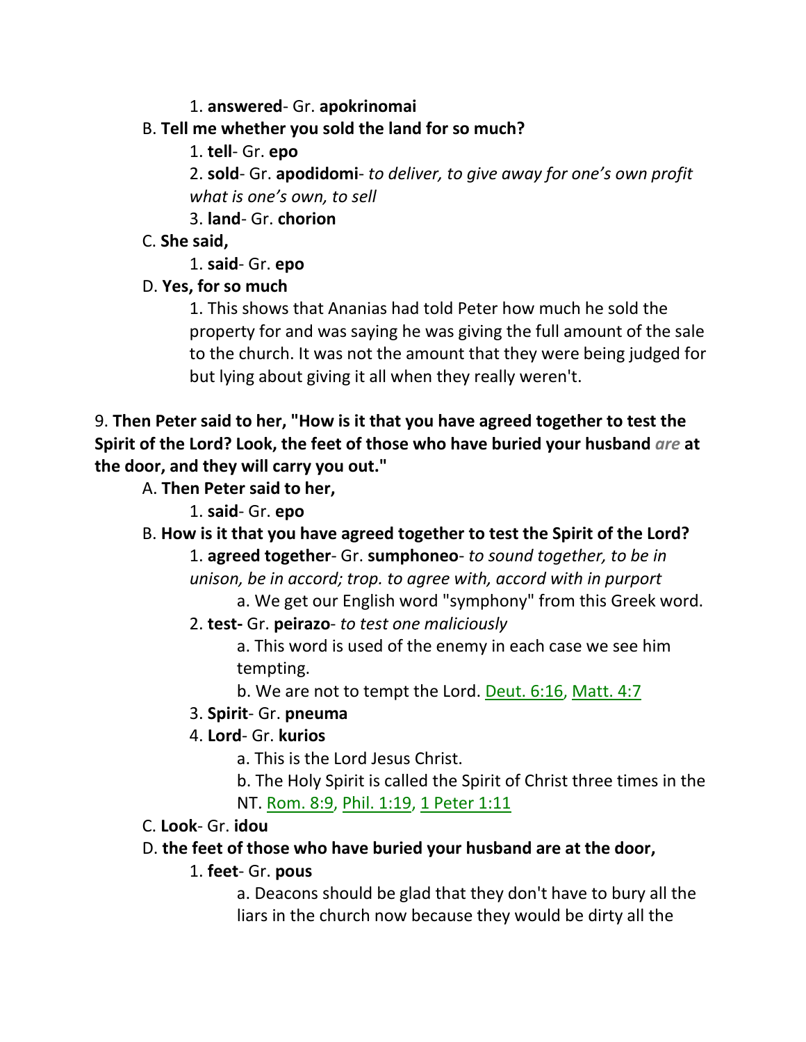1. **answered**- Gr. **apokrinomai**

B. **Tell me whether you sold the land for so much?**

1. **tell**- Gr. **epo**

2. **sold**- Gr. **apodidomi**- *to deliver, to give away for one's own profit what is one's own, to sell*

3. **land**- Gr. **chorion**

C. **She said,**

1. **said**- Gr. **epo**

D. **Yes, for so much**

1. This shows that Ananias had told Peter how much he sold the property for and was saying he was giving the full amount of the sale to the church. It was not the amount that they were being judged for but lying about giving it all when they really weren't.

9. **Then Peter said to her, "How is it that you have agreed together to test the Spirit of the Lord? Look, the feet of those who have buried your husband** *are* **at the door, and they will carry you out."**

A. **Then Peter said to her,**

1. **said**- Gr. **epo**

B. **How is it that you have agreed together to test the Spirit of the Lord?**

1. **agreed together**- Gr. **sumphoneo**- *to sound together, to be in unison, be in accord; trop. to agree with, accord with in purport*

a. We get our English word "symphony" from this Greek word.

2. **test-** Gr. **peirazo**- *to test one maliciously*

a. This word is used of the enemy in each case we see him tempting.

b. We are not to tempt the Lord. Deut. 6:16, Matt. 4:7

3. **Spirit**- Gr. **pneuma**

4. **Lord**- Gr. **kurios**

a. This is the Lord Jesus Christ.

b. The Holy Spirit is called the Spirit of Christ three times in the NT. Rom. 8:9, Phil. 1:19, 1 Peter 1:11

C. **Look**- Gr. **idou**

D. **the feet of those who have buried your husband are at the door,**

1. **feet**- Gr. **pous**

a. Deacons should be glad that they don't have to bury all the liars in the church now because they would be dirty all the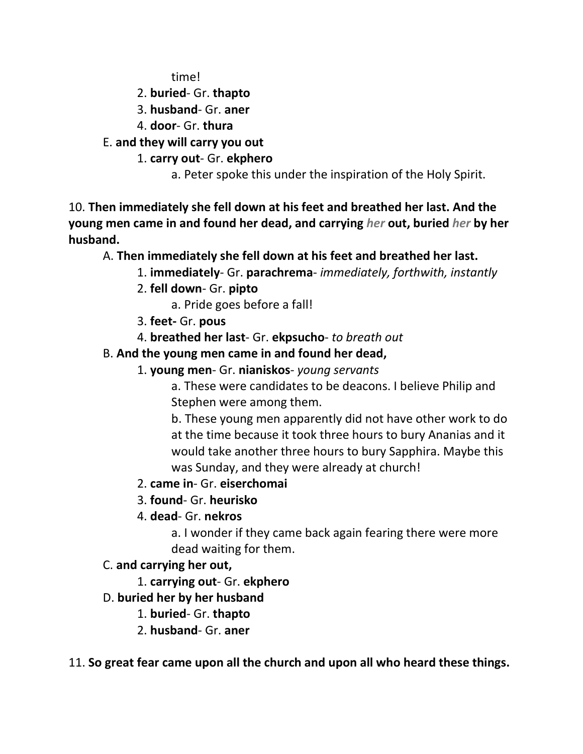time!

2. **buried**- Gr. **thapto**
3. **husband**- Gr. **aner**
4. **door**- Gr. **thura**

E. **and they will carry you out**

1. **carry out**- Gr. **ekphero**
    a. Peter spoke this under the inspiration of the Holy Spirit.

10. **Then immediately she fell down at his feet and breathed her last. And the young men came in and found her dead, and carrying *her* out, buried *her* by her husband.**

A. **Then immediately she fell down at his feet and breathed her last.**

1. **immediately**- Gr. **parachrema**- *immediately, forthwith, instantly*
2. **fell down**- Gr. **pipto**
    a. Pride goes before a fall!
3. **feet-** Gr. **pous**
4. **breathed her last**- Gr. **ekpsucho**- *to breath out*

B. **And the young men came in and found her dead,**

1. **young men**- Gr. **nianiskos**- *young servants*
    a. These were candidates to be deacons. I believe Philip and Stephen were among them.
    b. These young men apparently did not have other work to do at the time because it took three hours to bury Ananias and it would take another three hours to bury Sapphira. Maybe this was Sunday, and they were already at church!
2. **came in**- Gr. **eiserchomai**
3. **found**- Gr. **heurisko**
4. **dead**- Gr. **nekros**
    a. I wonder if they came back again fearing there were more dead waiting for them.

C. **and carrying her out,**

1. **carrying out**- Gr. **ekphero**

D. **buried her by her husband**

1. **buried**- Gr. **thapto**
2. **husband**- Gr. **aner**

11. **So great fear came upon all the church and upon all who heard these things.**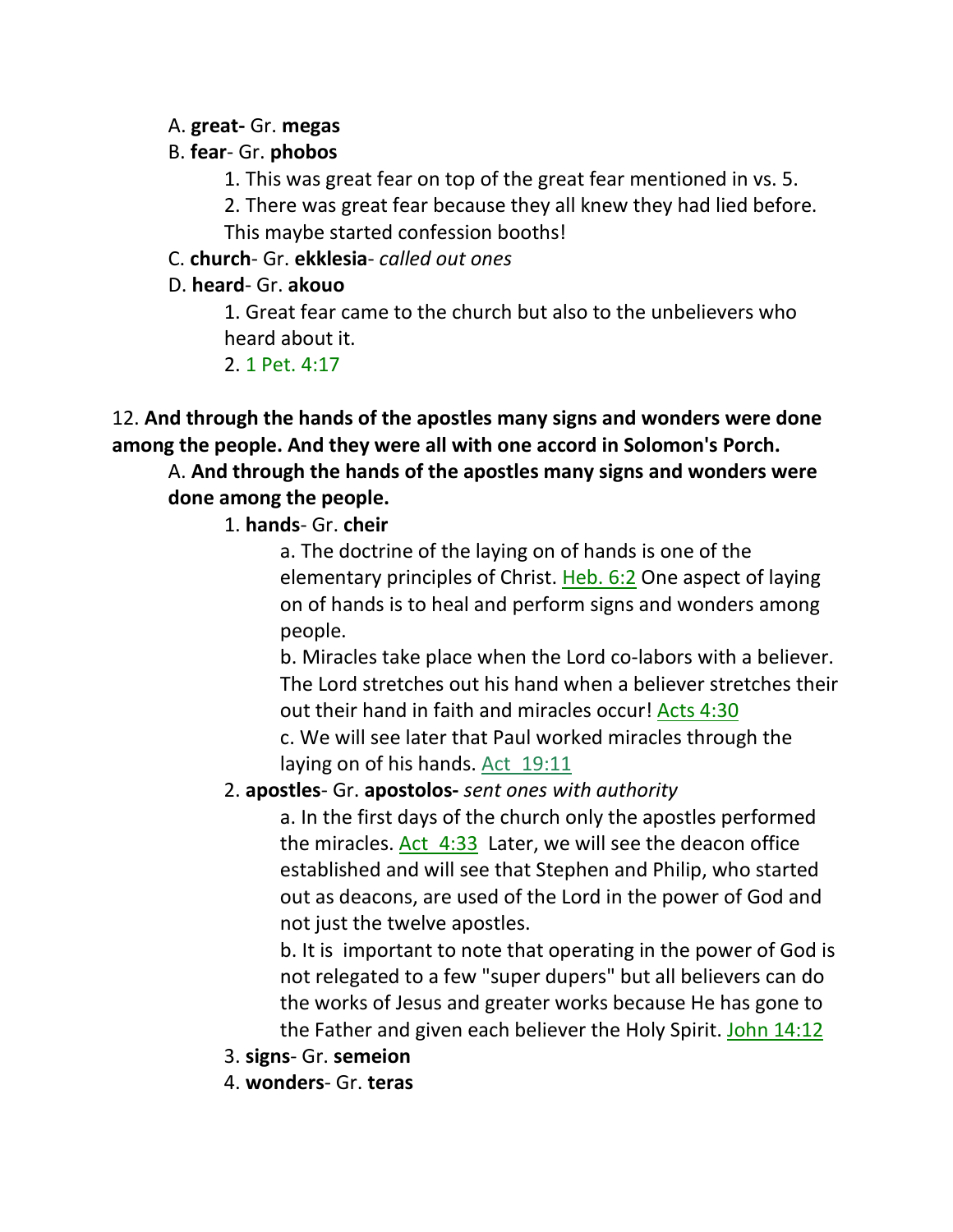A. **great-** Gr. **megas**

B. **fear**- Gr. **phobos**

1. This was great fear on top of the great fear mentioned in vs. 5.
2. There was great fear because they all knew they had lied before. This maybe started confession booths!

C. **church**- Gr. **ekklesia**- *called out ones*

D. **heard**- Gr. **akouo**

1. Great fear came to the church but also to the unbelievers who heard about it.
2. 1 Pet. 4:17

12. **And through the hands of the apostles many signs and wonders were done among the people. And they were all with one accord in Solomon's Porch.**

A. **And through the hands of the apostles many signs and wonders were done among the people.**

1. **hands**- Gr. **cheir**

a. The doctrine of the laying on of hands is one of the elementary principles of Christ. Heb. 6:2 One aspect of laying on of hands is to heal and perform signs and wonders among people.

b. Miracles take place when the Lord co-labors with a believer. The Lord stretches out his hand when a believer stretches their out their hand in faith and miracles occur! Acts 4:30

c. We will see later that Paul worked miracles through the laying on of his hands. Act 19:11

2. **apostles**- Gr. **apostolos-** *sent ones with authority*

a. In the first days of the church only the apostles performed the miracles. Act 4:33 Later, we will see the deacon office established and will see that Stephen and Philip, who started out as deacons, are used of the Lord in the power of God and not just the twelve apostles.

b. It is important to note that operating in the power of God is not relegated to a few "super dupers" but all believers can do the works of Jesus and greater works because He has gone to the Father and given each believer the Holy Spirit. John 14:12

3. **signs**- Gr. **semeion**

4. **wonders**- Gr. **teras**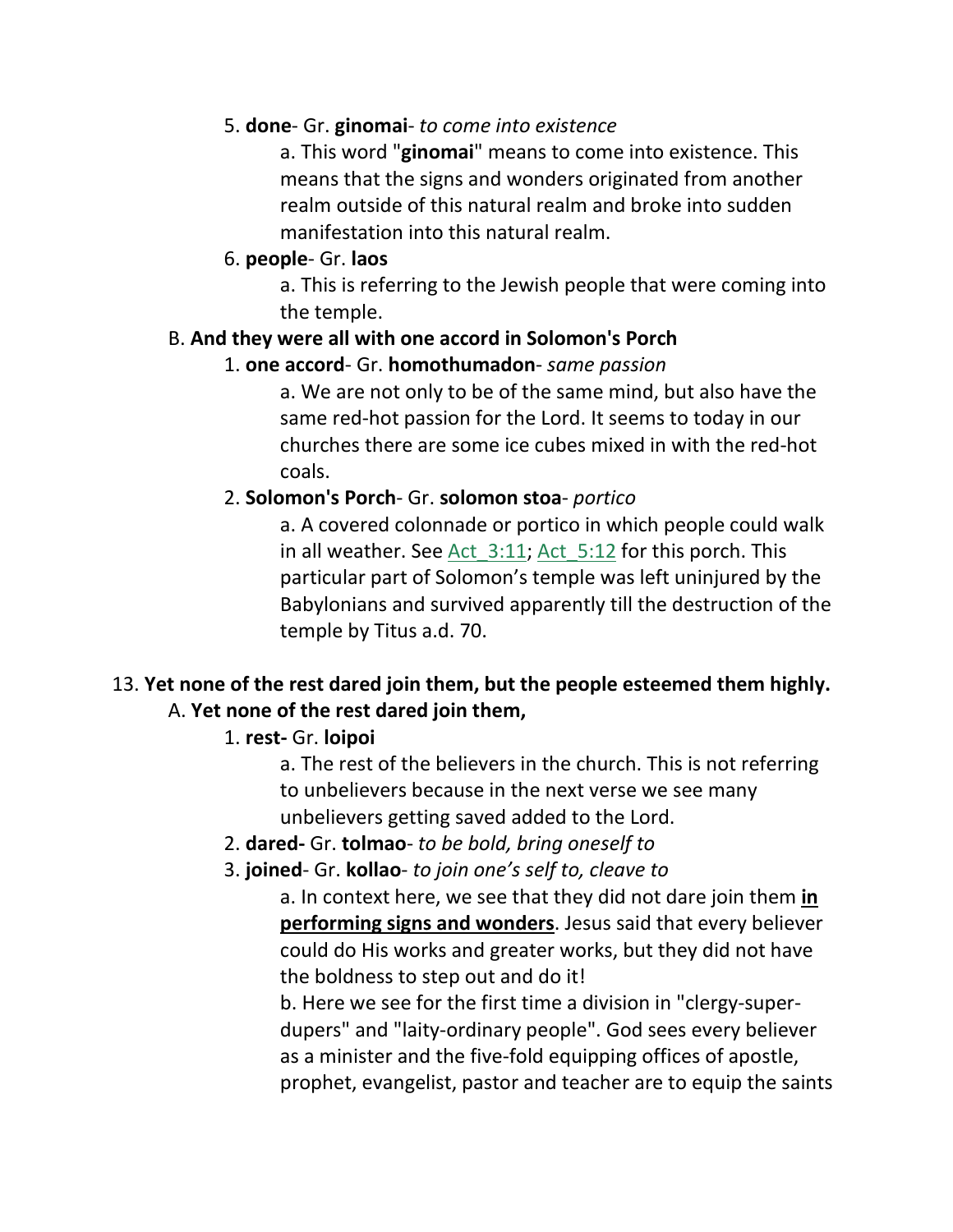5. **done**- Gr. **ginomai**- *to come into existence*

    a. This word "**ginomai**" means to come into existence. This means that the signs and wonders originated from another realm outside of this natural realm and broke into sudden manifestation into this natural realm.

6. **people**- Gr. **laos**

    a. This is referring to the Jewish people that were coming into the temple.

B. **And they were all with one accord in Solomon's Porch**

1. **one accord**- Gr. **homothumadon**- *same passion*

    a. We are not only to be of the same mind, but also have the same red-hot passion for the Lord. It seems to today in our churches there are some ice cubes mixed in with the red-hot coals.

2. **Solomon's Porch**- Gr. **solomon stoa**- *portico*

    a. A covered colonnade or portico in which people could walk in all weather. See Act_3:11; Act_5:12 for this porch. This particular part of Solomon's temple was left uninjured by the Babylonians and survived apparently till the destruction of the temple by Titus a.d. 70.

13. **Yet none of the rest dared join them, but the people esteemed them highly.**

A. **Yet none of the rest dared join them,**

1. **rest-** Gr. **loipoi**

    a. The rest of the believers in the church. This is not referring to unbelievers because in the next verse we see many unbelievers getting saved added to the Lord.

2. **dared-** Gr. **tolmao**- *to be bold, bring oneself to*

3. **joined**- Gr. **kollao**- *to join one's self to, cleave to*

    a. In context here, we see that they did not dare join them **in performing signs and wonders**. Jesus said that every believer could do His works and greater works, but they did not have the boldness to step out and do it!

    b. Here we see for the first time a division in "clergy-super-dupers" and "laity-ordinary people". God sees every believer as a minister and the five-fold equipping offices of apostle, prophet, evangelist, pastor and teacher are to equip the saints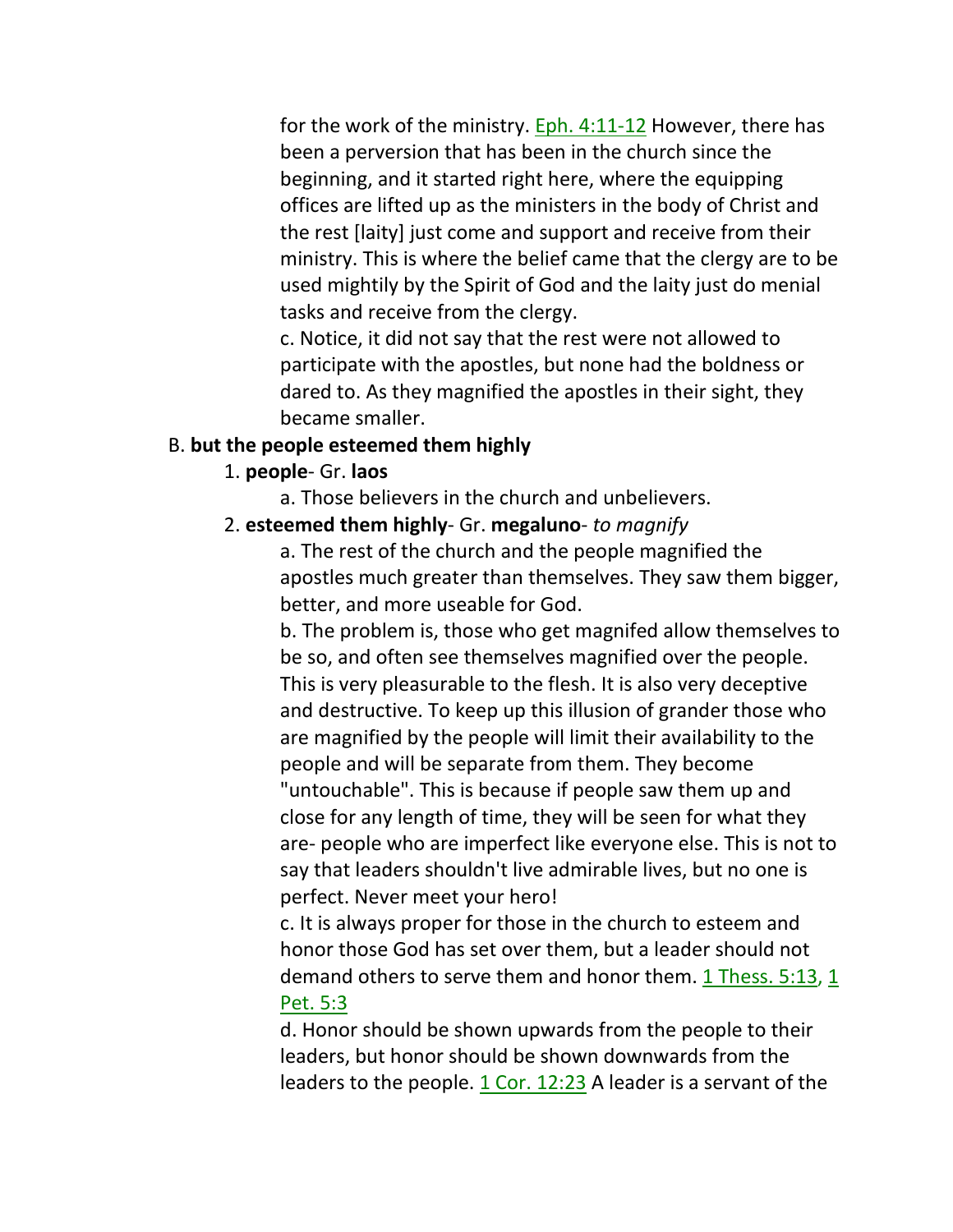for the work of the ministry. Eph. 4:11-12 However, there has been a perversion that has been in the church since the beginning, and it started right here, where the equipping offices are lifted up as the ministers in the body of Christ and the rest [laity] just come and support and receive from their ministry. This is where the belief came that the clergy are to be used mightily by the Spirit of God and the laity just do menial tasks and receive from the clergy.

c. Notice, it did not say that the rest were not allowed to participate with the apostles, but none had the boldness or dared to. As they magnified the apostles in their sight, they became smaller.

B. **but the people esteemed them highly**

1. **people**- Gr. **laos**

a. Those believers in the church and unbelievers.

2. **esteemed them highly**- Gr. **megaluno**- *to magnify*

a. The rest of the church and the people magnified the apostles much greater than themselves. They saw them bigger, better, and more useable for God.

b. The problem is, those who get magnifed allow themselves to be so, and often see themselves magnified over the people. This is very pleasurable to the flesh. It is also very deceptive and destructive. To keep up this illusion of grander those who are magnified by the people will limit their availability to the people and will be separate from them. They become "untouchable". This is because if people saw them up and close for any length of time, they will be seen for what they are- people who are imperfect like everyone else. This is not to say that leaders shouldn't live admirable lives, but no one is perfect. Never meet your hero!

c. It is always proper for those in the church to esteem and honor those God has set over them, but a leader should not demand others to serve them and honor them. 1 Thess. 5:13, 1 Pet. 5:3

d. Honor should be shown upwards from the people to their leaders, but honor should be shown downwards from the leaders to the people. 1 Cor. 12:23 A leader is a servant of the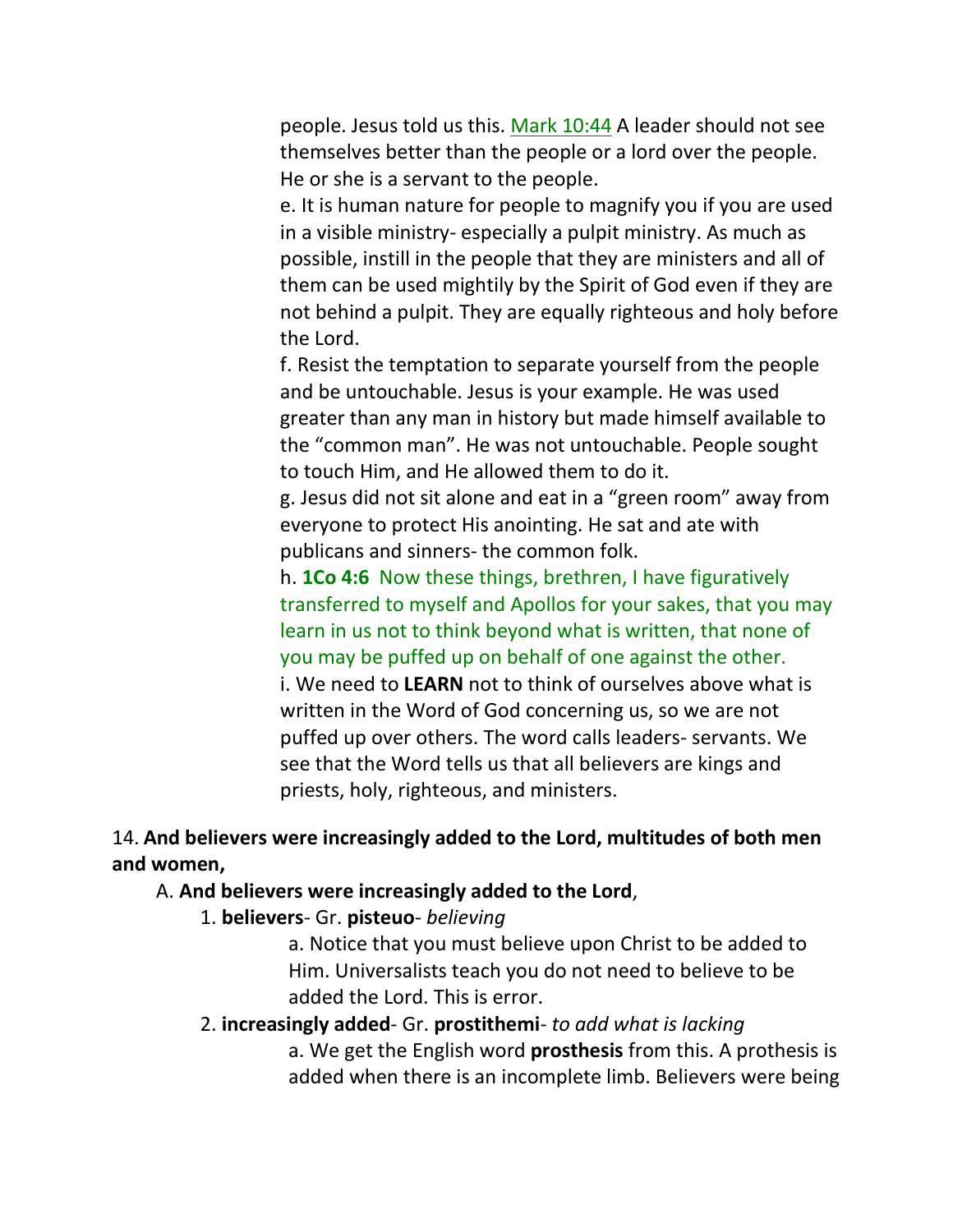people. Jesus told us this. Mark 10:44 A leader should not see themselves better than the people or a lord over the people. He or she is a servant to the people.

e. It is human nature for people to magnify you if you are used in a visible ministry- especially a pulpit ministry. As much as possible, instill in the people that they are ministers and all of them can be used mightily by the Spirit of God even if they are not behind a pulpit. They are equally righteous and holy before the Lord.

f. Resist the temptation to separate yourself from the people and be untouchable. Jesus is your example. He was used greater than any man in history but made himself available to the "common man". He was not untouchable. People sought to touch Him, and He allowed them to do it.

g. Jesus did not sit alone and eat in a "green room" away from everyone to protect His anointing. He sat and ate with publicans and sinners- the common folk.

h. **1Co 4:6** Now these things, brethren, I have figuratively transferred to myself and Apollos for your sakes, that you may learn in us not to think beyond what is written, that none of you may be puffed up on behalf of one against the other.

i. We need to **LEARN** not to think of ourselves above what is written in the Word of God concerning us, so we are not puffed up over others. The word calls leaders- servants. We see that the Word tells us that all believers are kings and priests, holy, righteous, and ministers.

14. **And believers were increasingly added to the Lord, multitudes of both men and women,**

A. **And believers were increasingly added to the Lord**,

1. **believers**- Gr. **pisteuo**- *believing*

a. Notice that you must believe upon Christ to be added to Him. Universalists teach you do not need to believe to be added the Lord. This is error.

2. **increasingly added**- Gr. **prostithemi**- *to add what is lacking*

a. We get the English word **prosthesis** from this. A prothesis is added when there is an incomplete limb. Believers were being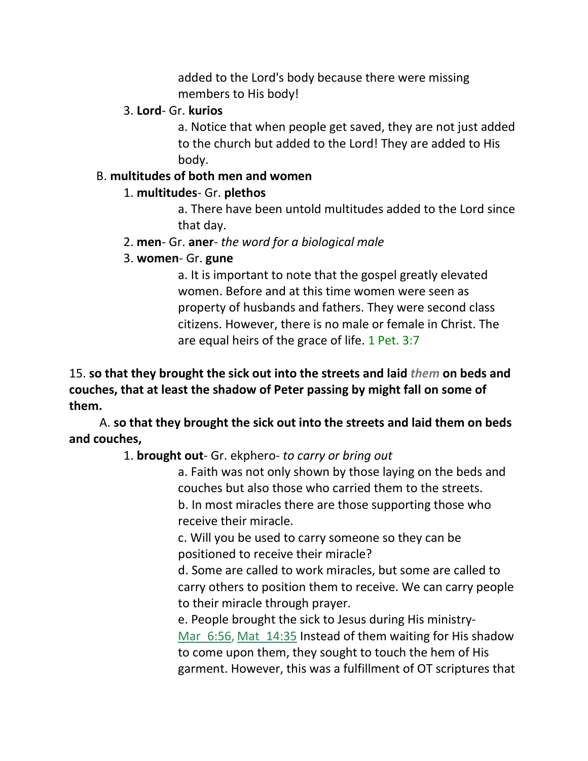added to the Lord's body because there were missing members to His body!

3. **Lord**- Gr. **kurios**

a. Notice that when people get saved, they are not just added to the church but added to the Lord! They are added to His body.

B. **multitudes of both men and women**

1. **multitudes**- Gr. **plethos**

a. There have been untold multitudes added to the Lord since that day.

2. **men**- Gr. **aner**- *the word for a biological male*

3. **women**- Gr. **gune**

a. It is important to note that the gospel greatly elevated women. Before and at this time women were seen as property of husbands and fathers. They were second class citizens. However, there is no male or female in Christ. The are equal heirs of the grace of life. 1 Pet. 3:7

15. **so that they brought the sick out into the streets and laid *them* on beds and couches, that at least the shadow of Peter passing by might fall on some of them.**

A. **so that they brought the sick out into the streets and laid them on beds and couches,**

1. **brought out**- Gr. ekphero- *to carry or bring out*

a. Faith was not only shown by those laying on the beds and couches but also those who carried them to the streets.
b. In most miracles there are those supporting those who receive their miracle.
c. Will you be used to carry someone so they can be positioned to receive their miracle?
d. Some are called to work miracles, but some are called to carry others to position them to receive. We can carry people to their miracle through prayer.
e. People brought the sick to Jesus during His ministry- Mar 6:56, Mat 14:35 Instead of them waiting for His shadow to come upon them, they sought to touch the hem of His garment. However, this was a fulfillment of OT scriptures that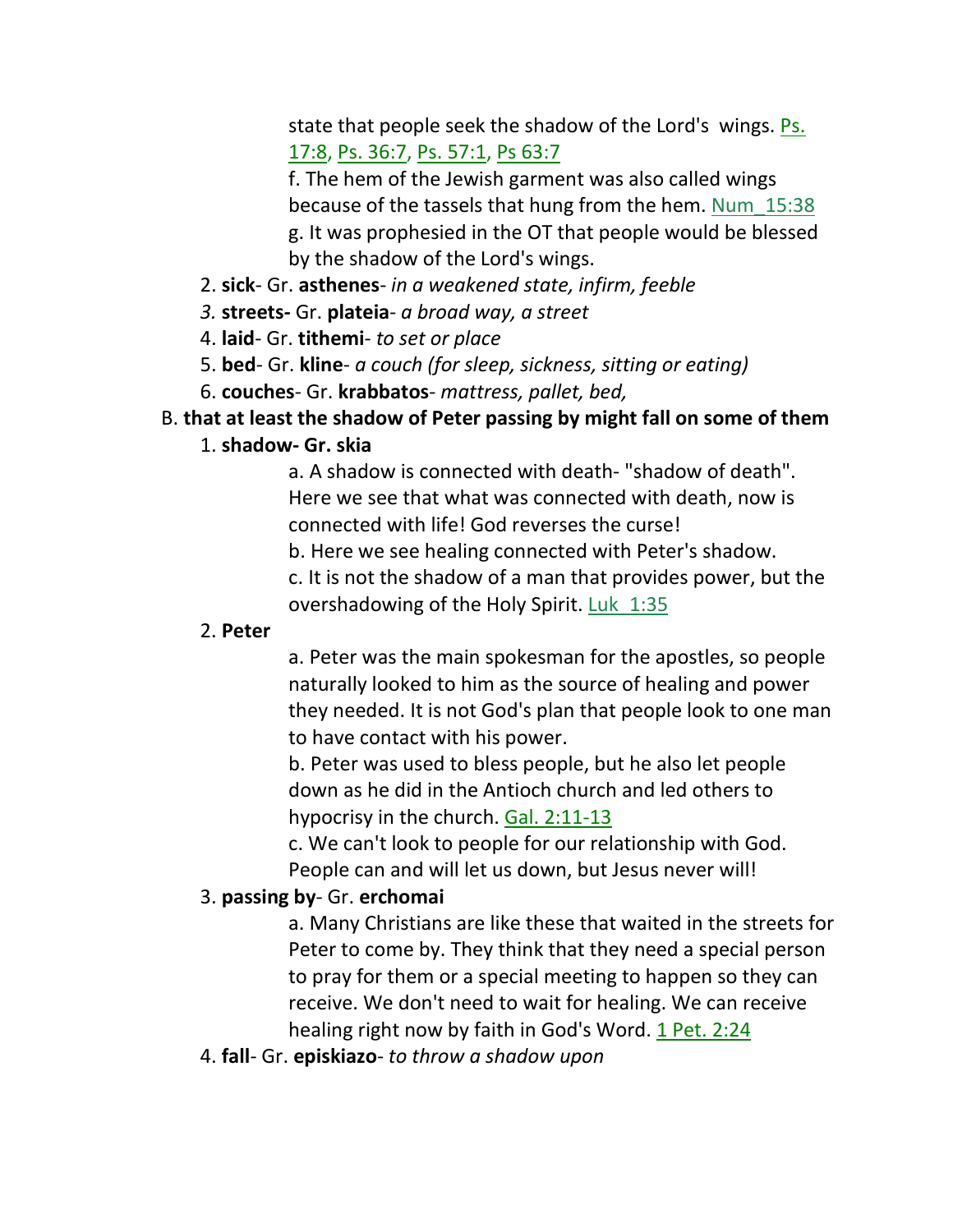state that people seek the shadow of the Lord's wings. Ps. 17:8, Ps. 36:7, Ps. 57:1, Ps 63:7

f. The hem of the Jewish garment was also called wings because of the tassels that hung from the hem. Num_15:38

g. It was prophesied in the OT that people would be blessed by the shadow of the Lord's wings.

2. **sick**- Gr. **asthenes**- *in a weakened state, infirm, feeble*

*3.* **streets-** Gr. **plateia**- *a broad way, a street*

4. **laid**- Gr. **tithemi**- *to set or place*

5. **bed**- Gr. **kline**- *a couch (for sleep, sickness, sitting or eating)*

6. **couches**- Gr. **krabbatos**- *mattress, pallet, bed,*

B. **that at least the shadow of Peter passing by might fall on some of them**

1. **shadow- Gr. skia**

a. A shadow is connected with death- "shadow of death". Here we see that what was connected with death, now is connected with life! God reverses the curse!

b. Here we see healing connected with Peter's shadow.

c. It is not the shadow of a man that provides power, but the overshadowing of the Holy Spirit. Luk_1:35

2. **Peter**

a. Peter was the main spokesman for the apostles, so people naturally looked to him as the source of healing and power they needed. It is not God's plan that people look to one man to have contact with his power.

b. Peter was used to bless people, but he also let people down as he did in the Antioch church and led others to hypocrisy in the church. Gal. 2:11-13

c. We can't look to people for our relationship with God. People can and will let us down, but Jesus never will!

3. **passing by**- Gr. **erchomai**

a. Many Christians are like these that waited in the streets for Peter to come by. They think that they need a special person to pray for them or a special meeting to happen so they can receive. We don't need to wait for healing. We can receive healing right now by faith in God's Word. 1 Pet. 2:24

4. **fall**- Gr. **episkiazo**- *to throw a shadow upon*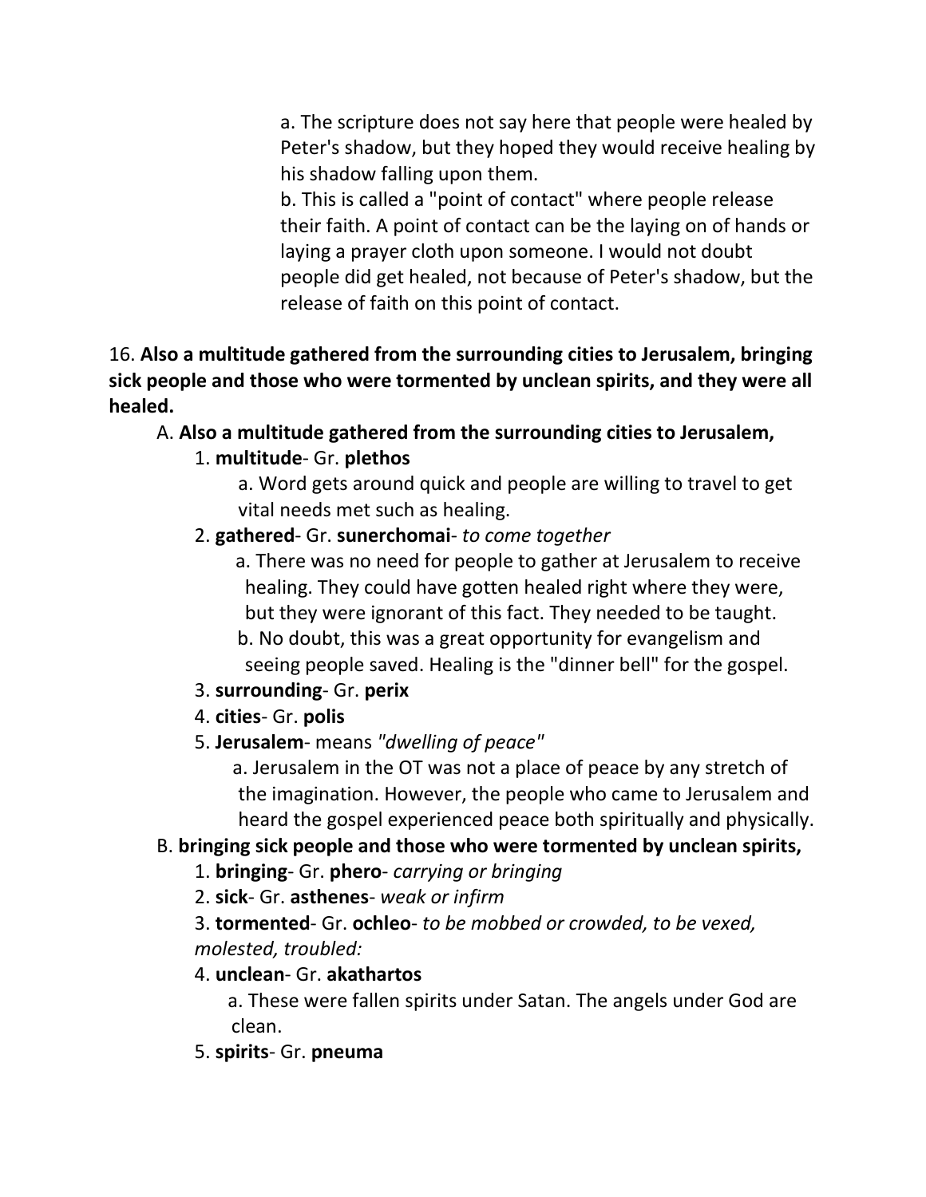a. The scripture does not say here that people were healed by Peter's shadow, but they hoped they would receive healing by his shadow falling upon them.
b. This is called a "point of contact" where people release their faith. A point of contact can be the laying on of hands or laying a prayer cloth upon someone. I would not doubt people did get healed, not because of Peter's shadow, but the release of faith on this point of contact.

16. **Also a multitude gathered from the surrounding cities to Jerusalem, bringing sick people and those who were tormented by unclean spirits, and they were all healed.**

A. **Also a multitude gathered from the surrounding cities to Jerusalem,**

1. **multitude**- Gr. **plethos**
   a. Word gets around quick and people are willing to travel to get vital needs met such as healing.
2. **gathered**- Gr. **sunerchomai**- *to come together*
   a. There was no need for people to gather at Jerusalem to receive healing. They could have gotten healed right where they were, but they were ignorant of this fact. They needed to be taught.
   b. No doubt, this was a great opportunity for evangelism and seeing people saved. Healing is the "dinner bell" for the gospel.
3. **surrounding**- Gr. **perix**
4. **cities**- Gr. **polis**
5. **Jerusalem**- means *"dwelling of peace"*
   a. Jerusalem in the OT was not a place of peace by any stretch of the imagination. However, the people who came to Jerusalem and heard the gospel experienced peace both spiritually and physically.

B. **bringing sick people and those who were tormented by unclean spirits,**

1. **bringing**- Gr. **phero**- *carrying or bringing*
2. **sick**- Gr. **asthenes**- *weak or infirm*
3. **tormented**- Gr. **ochleo**- *to be mobbed or crowded, to be vexed, molested, troubled:*
4. **unclean**- Gr. **akathartos**
   a. These were fallen spirits under Satan. The angels under God are clean.
5. **spirits**- Gr. **pneuma**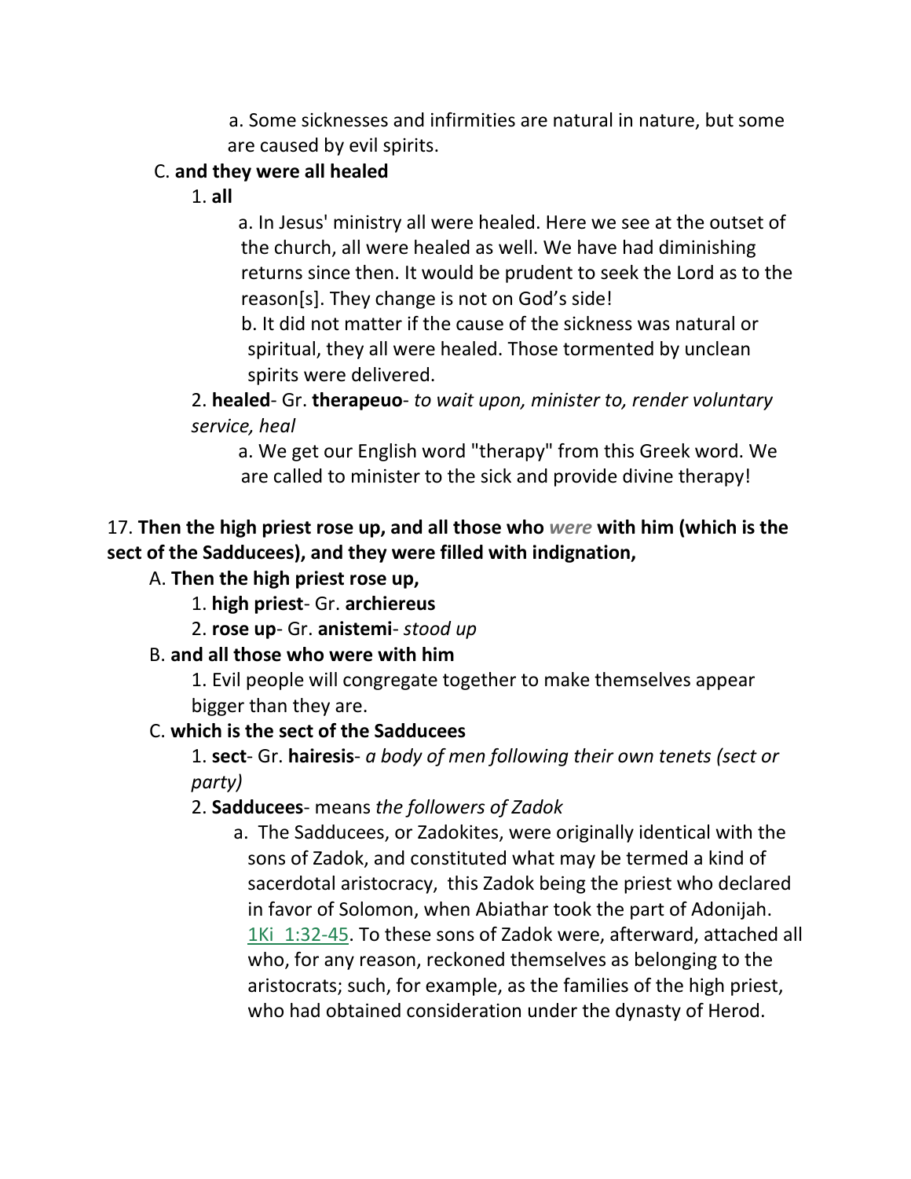a. Some sicknesses and infirmities are natural in nature, but some are caused by evil spirits.

C. **and they were all healed**

1. **all**

a. In Jesus' ministry all were healed. Here we see at the outset of the church, all were healed as well. We have had diminishing returns since then. It would be prudent to seek the Lord as to the reason[s]. They change is not on God's side!

b. It did not matter if the cause of the sickness was natural or spiritual, they all were healed. Those tormented by unclean spirits were delivered.

2. **healed**- Gr. **therapeuo**- *to wait upon, minister to, render voluntary service, heal*

a. We get our English word "therapy" from this Greek word. We are called to minister to the sick and provide divine therapy!

17. **Then the high priest rose up, and all those who *were* with him (which is the sect of the Sadducees), and they were filled with indignation,**

A. **Then the high priest rose up,**

1. **high priest**- Gr. **archiereus**

2. **rose up**- Gr. **anistemi**- *stood up*

B. **and all those who were with him**

1. Evil people will congregate together to make themselves appear bigger than they are.

C. **which is the sect of the Sadducees**

1. **sect**- Gr. **hairesis**- *a body of men following their own tenets (sect or party)*

2. **Sadducees**- means *the followers of Zadok*

a. The Sadducees, or Zadokites, were originally identical with the sons of Zadok, and constituted what may be termed a kind of sacerdotal aristocracy, this Zadok being the priest who declared in favor of Solomon, when Abiathar took the part of Adonijah. 1Ki 1:32-45. To these sons of Zadok were, afterward, attached all who, for any reason, reckoned themselves as belonging to the aristocrats; such, for example, as the families of the high priest, who had obtained consideration under the dynasty of Herod.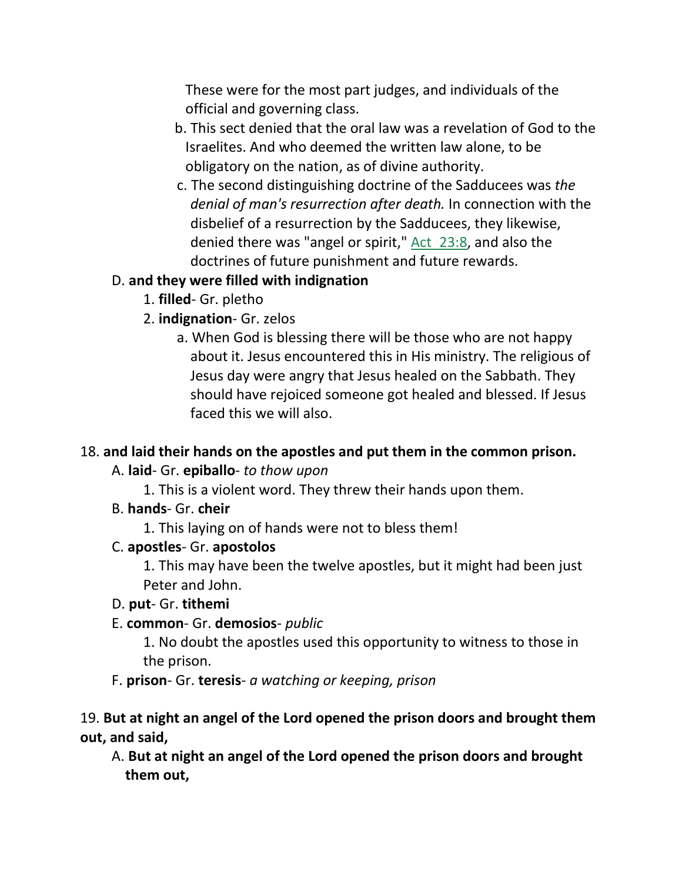These were for the most part judges, and individuals of the official and governing class.

b. This sect denied that the oral law was a revelation of God to the Israelites. And who deemed the written law alone, to be obligatory on the nation, as of divine authority.

c. The second distinguishing doctrine of the Sadducees was *the denial of man's resurrection after death.* In connection with the disbelief of a resurrection by the Sadducees, they likewise, denied there was "angel or spirit," Act_23:8, and also the doctrines of future punishment and future rewards.

D. **and they were filled with indignation**

1. **filled**- Gr. pletho

2. **indignation**- Gr. zelos

a. When God is blessing there will be those who are not happy about it. Jesus encountered this in His ministry. The religious of Jesus day were angry that Jesus healed on the Sabbath. They should have rejoiced someone got healed and blessed. If Jesus faced this we will also.

18. **and laid their hands on the apostles and put them in the common prison.**

A. **laid**- Gr. **epiballo**- *to thow upon*

1. This is a violent word. They threw their hands upon them.

B. **hands**- Gr. **cheir**

1. This laying on of hands were not to bless them!

C. **apostles**- Gr. **apostolos**

1. This may have been the twelve apostles, but it might had been just Peter and John.

D. **put**- Gr. **tithemi**

E. **common**- Gr. **demosios**- *public*

1. No doubt the apostles used this opportunity to witness to those in the prison.

F. **prison**- Gr. **teresis**- *a watching or keeping, prison*

19. **But at night an angel of the Lord opened the prison doors and brought them out, and said,**

A. **But at night an angel of the Lord opened the prison doors and brought them out,**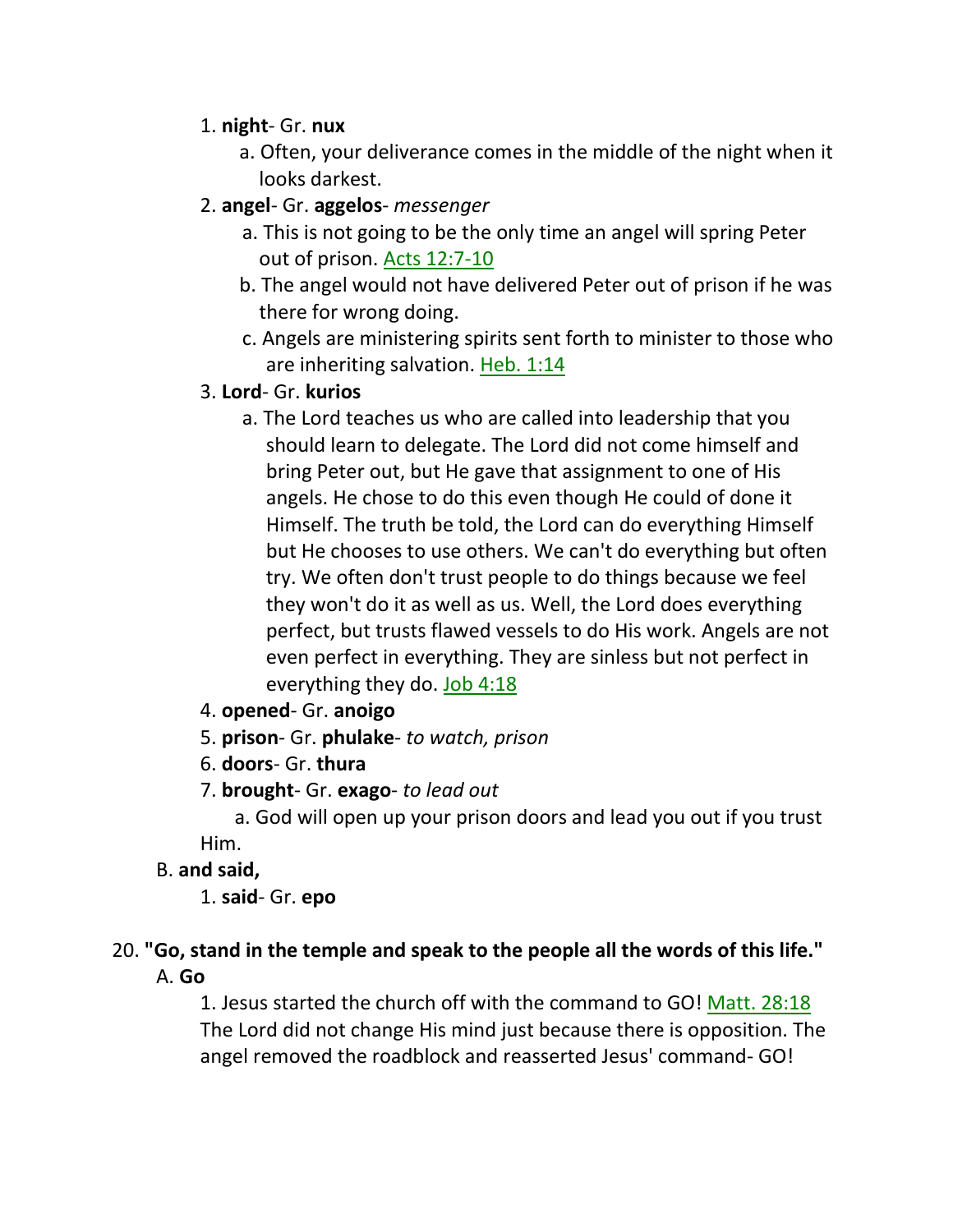1. **night**- Gr. **nux**
    a. Often, your deliverance comes in the middle of the night when it looks darkest.
2. **angel**- Gr. **aggelos**- *messenger*
    a. This is not going to be the only time an angel will spring Peter out of prison. Acts 12:7-10
    b. The angel would not have delivered Peter out of prison if he was there for wrong doing.
    c. Angels are ministering spirits sent forth to minister to those who are inheriting salvation. Heb. 1:14
3. **Lord**- Gr. **kurios**
    a. The Lord teaches us who are called into leadership that you should learn to delegate. The Lord did not come himself and bring Peter out, but He gave that assignment to one of His angels. He chose to do this even though He could of done it Himself. The truth be told, the Lord can do everything Himself but He chooses to use others. We can't do everything but often try. We often don't trust people to do things because we feel they won't do it as well as us. Well, the Lord does everything perfect, but trusts flawed vessels to do His work. Angels are not even perfect in everything. They are sinless but not perfect in everything they do. Job 4:18
4. **opened**- Gr. **anoigo**
5. **prison**- Gr. **phulake**- *to watch, prison*
6. **doors**- Gr. **thura**
7. **brought**- Gr. **exago**- *to lead out*
    a. God will open up your prison doors and lead you out if you trust Him.

B. **and said,**

1. **said**- Gr. **epo**

20. **"Go, stand in the temple and speak to the people all the words of this life."**

A. **Go**

1. Jesus started the church off with the command to GO! Matt. 28:18 The Lord did not change His mind just because there is opposition. The angel removed the roadblock and reasserted Jesus' command- GO!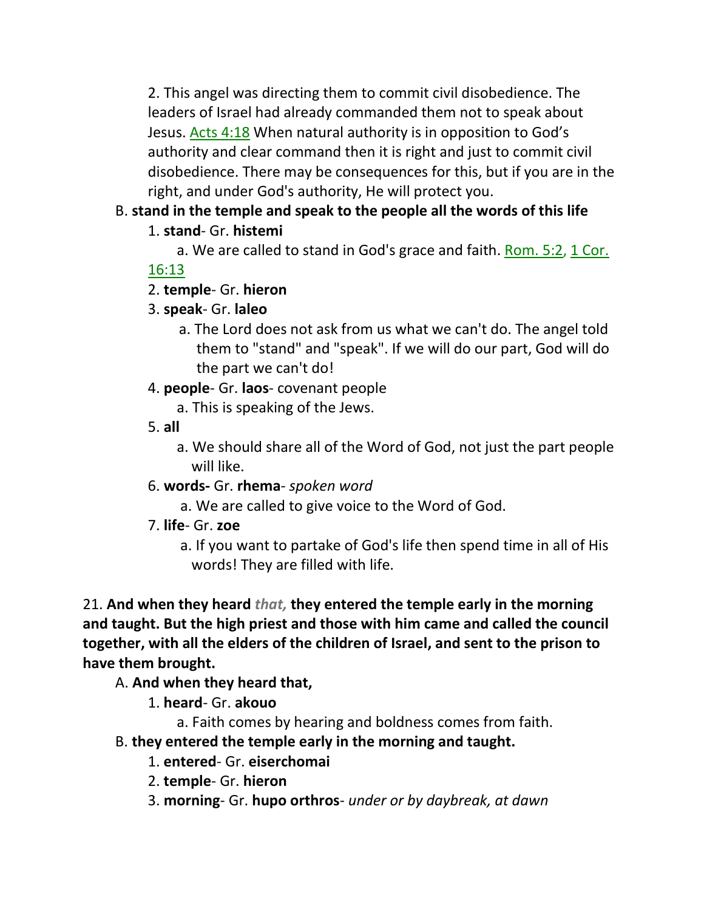2. This angel was directing them to commit civil disobedience. The leaders of Israel had already commanded them not to speak about Jesus. Acts 4:18 When natural authority is in opposition to God's authority and clear command then it is right and just to commit civil disobedience. There may be consequences for this, but if you are in the right, and under God's authority, He will protect you.

B. **stand in the temple and speak to the people all the words of this life**

1. **stand**- Gr. **histemi**

a. We are called to stand in God's grace and faith. Rom. 5:2, 1 Cor. 16:13

2. **temple**- Gr. **hieron**

3. **speak**- Gr. **laleo**

a. The Lord does not ask from us what we can't do. The angel told them to "stand" and "speak". If we will do our part, God will do the part we can't do!

4. **people**- Gr. **laos**- covenant people

a. This is speaking of the Jews.

5. **all**

a. We should share all of the Word of God, not just the part people will like.

6. **words-** Gr. **rhema**- *spoken word*

a. We are called to give voice to the Word of God.

7. **life**- Gr. **zoe**

a. If you want to partake of God's life then spend time in all of His words! They are filled with life.

21. **And when they heard *that,* they entered the temple early in the morning and taught. But the high priest and those with him came and called the council together, with all the elders of the children of Israel, and sent to the prison to have them brought.**

A. **And when they heard that,**

1. **heard**- Gr. **akouo**

a. Faith comes by hearing and boldness comes from faith.

B. **they entered the temple early in the morning and taught.**

1. **entered**- Gr. **eiserchomai**

2. **temple**- Gr. **hieron**

3. **morning**- Gr. **hupo orthros**- *under or by daybreak, at dawn*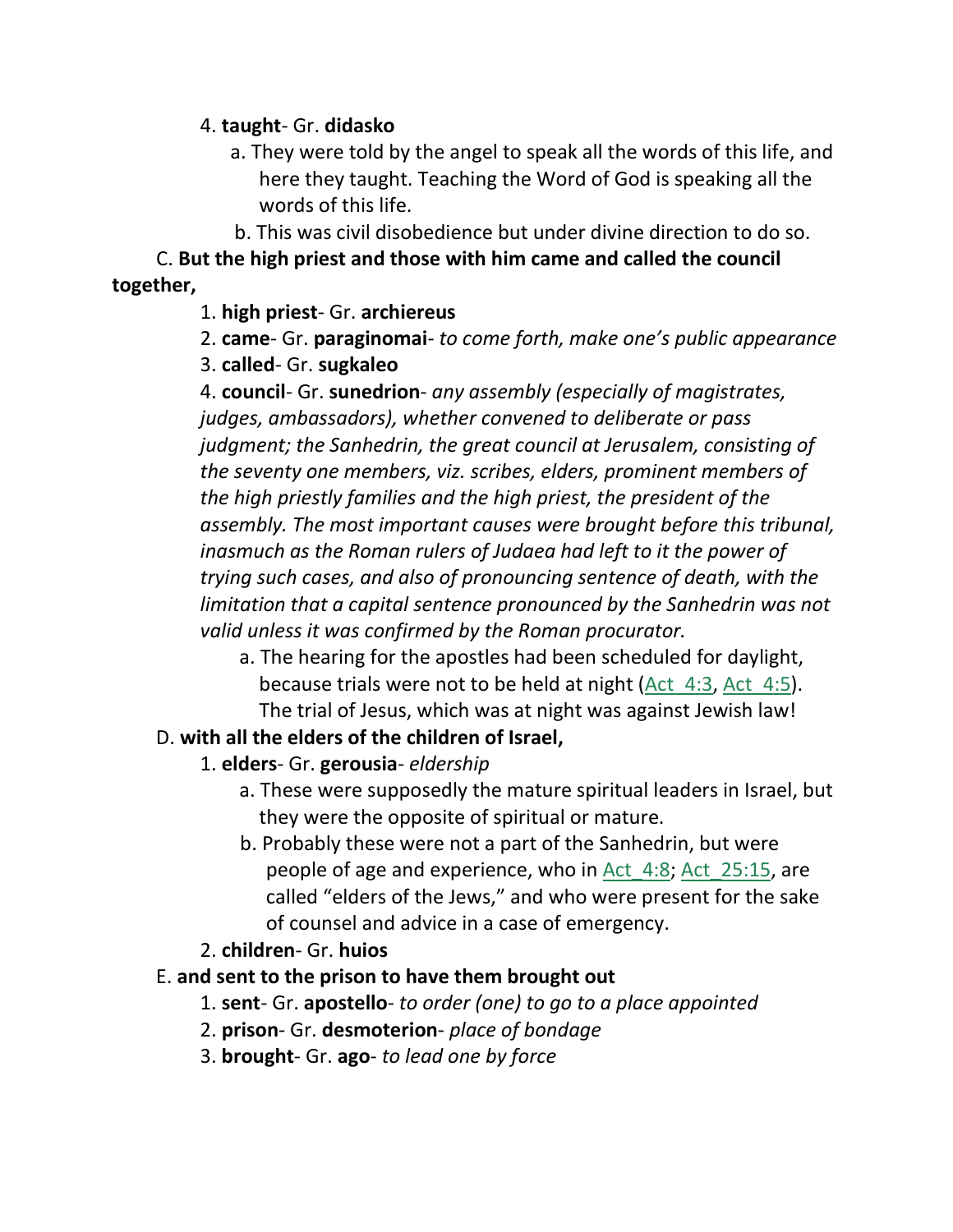4. **taught**- Gr. **didasko**

   a. They were told by the angel to speak all the words of this life, and here they taught. Teaching the Word of God is speaking all the words of this life.

   b. This was civil disobedience but under divine direction to do so.

C. **But the high priest and those with him came and called the council together,**

1. **high priest**- Gr. **archiereus**
2. **came**- Gr. **paraginomai**- *to come forth, make one's public appearance*
3. **called**- Gr. **sugkaleo**
4. **council**- Gr. **sunedrion**- *any assembly (especially of magistrates, judges, ambassadors), whether convened to deliberate or pass judgment; the Sanhedrin, the great council at Jerusalem, consisting of the seventy one members, viz. scribes, elders, prominent members of the high priestly families and the high priest, the president of the assembly. The most important causes were brought before this tribunal, inasmuch as the Roman rulers of Judaea had left to it the power of trying such cases, and also of pronouncing sentence of death, with the limitation that a capital sentence pronounced by the Sanhedrin was not valid unless it was confirmed by the Roman procurator.*

   a. The hearing for the apostles had been scheduled for daylight, because trials were not to be held at night (Act_4:3, Act_4:5). The trial of Jesus, which was at night was against Jewish law!

D. **with all the elders of the children of Israel,**

1. **elders**- Gr. **gerousia**- *eldership*

   a. These were supposedly the mature spiritual leaders in Israel, but they were the opposite of spiritual or mature.

   b. Probably these were not a part of the Sanhedrin, but were people of age and experience, who in Act_4:8; Act_25:15, are called "elders of the Jews," and who were present for the sake of counsel and advice in a case of emergency.

2. **children**- Gr. **huios**

E. **and sent to the prison to have them brought out**

1. **sent**- Gr. **apostello**- *to order (one) to go to a place appointed*
2. **prison**- Gr. **desmoterion**- *place of bondage*
3. **brought**- Gr. **ago**- *to lead one by force*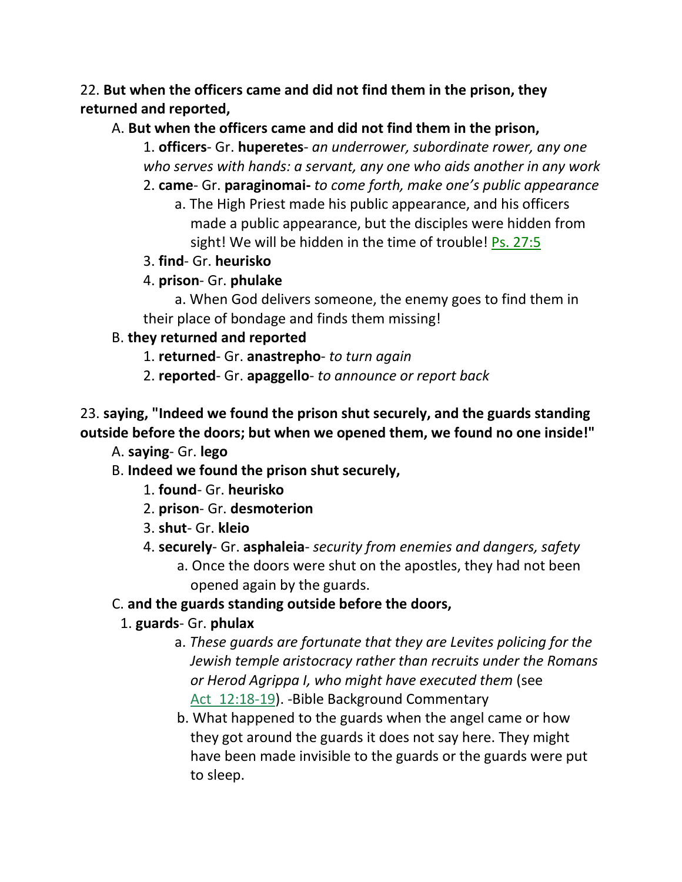22. **But when the officers came and did not find them in the prison, they returned and reported,**

A. **But when the officers came and did not find them in the prison,**

1. **officers**- Gr. **huperetes**- *an underrower, subordinate rower, any one who serves with hands: a servant, any one who aids another in any work*
2. **came**- Gr. **paraginomai-** *to come forth, make one's public appearance*
   a. The High Priest made his public appearance, and his officers made a public appearance, but the disciples were hidden from sight! We will be hidden in the time of trouble! Ps. 27:5
3. **find**- Gr. **heurisko**
4. **prison**- Gr. **phulake**
   a. When God delivers someone, the enemy goes to find them in their place of bondage and finds them missing!

B. **they returned and reported**

1. **returned**- Gr. **anastrepho**- *to turn again*
2. **reported**- Gr. **apaggello**- *to announce or report back*

23. **saying, "Indeed we found the prison shut securely, and the guards standing outside before the doors; but when we opened them, we found no one inside!"**

A. **saying**- Gr. **lego**

B. **Indeed we found the prison shut securely,**

1. **found**- Gr. **heurisko**
2. **prison**- Gr. **desmoterion**
3. **shut**- Gr. **kleio**
4. **securely**- Gr. **asphaleia**- *security from enemies and dangers, safety*
   a. Once the doors were shut on the apostles, they had not been opened again by the guards.

C. **and the guards standing outside before the doors,**

1. **guards**- Gr. **phulax**
   a. *These guards are fortunate that they are Levites policing for the Jewish temple aristocracy rather than recruits under the Romans or Herod Agrippa I, who might have executed them* (see Act 12:18-19). -Bible Background Commentary
   b. What happened to the guards when the angel came or how they got around the guards it does not say here. They might have been made invisible to the guards or the guards were put to sleep.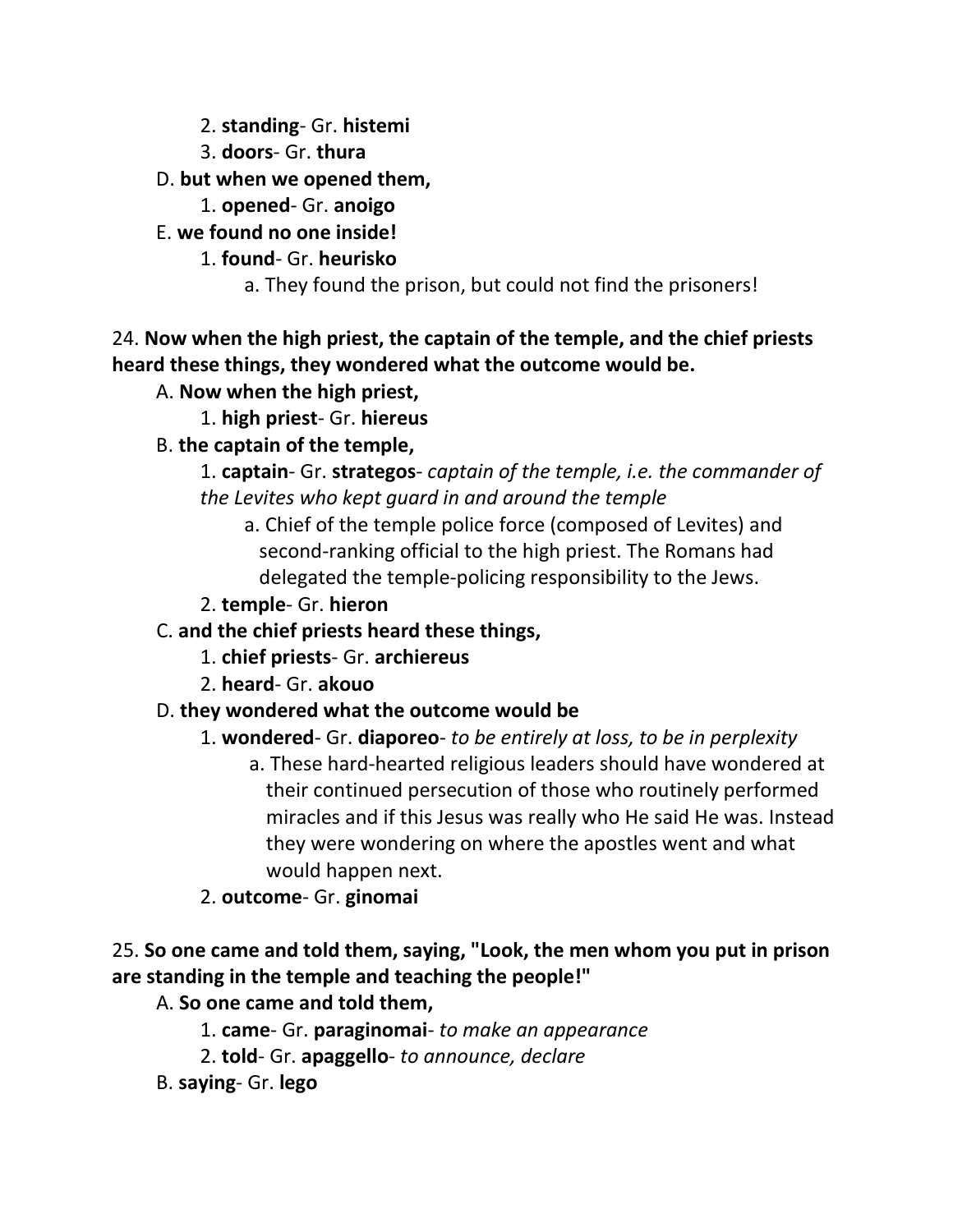2. **standing**- Gr. **histemi**
   3. **doors**- Gr. **thura**

D. **but when we opened them,**
   1. **opened**- Gr. **anoigo**

E. **we found no one inside!**
   1. **found**- Gr. **heurisko**
      a. They found the prison, but could not find the prisoners!

24. **Now when the high priest, the captain of the temple, and the chief priests heard these things, they wondered what the outcome would be.**

A. **Now when the high priest,**
   1. **high priest**- Gr. **hiereus**

B. **the captain of the temple,**
   1. **captain**- Gr. **strategos**- *captain of the temple, i.e. the commander of the Levites who kept guard in and around the temple*
      a. Chief of the temple police force (composed of Levites) and second-ranking official to the high priest. The Romans had delegated the temple-policing responsibility to the Jews.
   2. **temple**- Gr. **hieron**

C. **and the chief priests heard these things,**
   1. **chief priests**- Gr. **archiereus**
   2. **heard**- Gr. **akouo**

D. **they wondered what the outcome would be**
   1. **wondered**- Gr. **diaporeo**- *to be entirely at loss, to be in perplexity*
      a. These hard-hearted religious leaders should have wondered at their continued persecution of those who routinely performed miracles and if this Jesus was really who He said He was. Instead they were wondering on where the apostles went and what would happen next.
   2. **outcome**- Gr. **ginomai**

25. **So one came and told them, saying, "Look, the men whom you put in prison are standing in the temple and teaching the people!"**

A. **So one came and told them,**
   1. **came**- Gr. **paraginomai**- *to make an appearance*
   2. **told**- Gr. **apaggello**- *to announce, declare*

B. **saying**- Gr. **lego**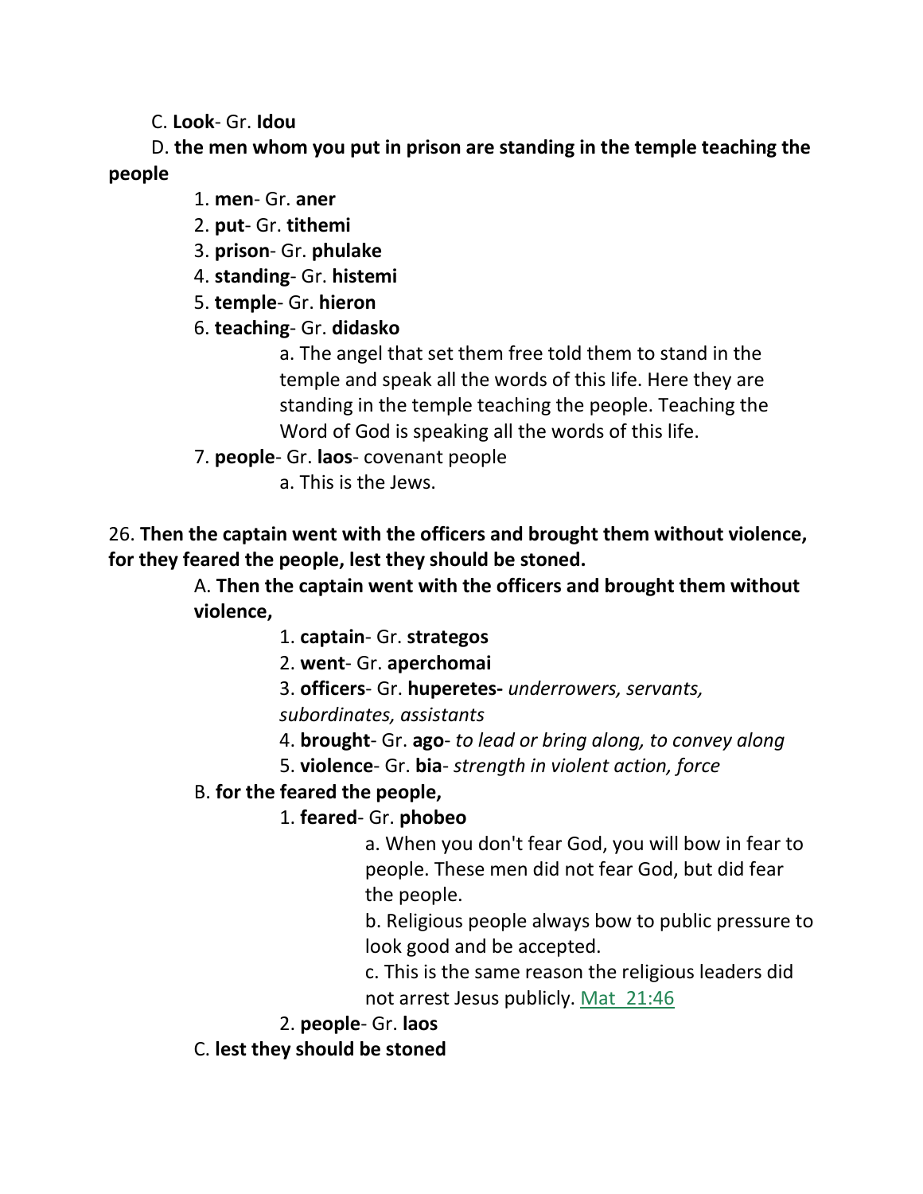C. **Look**- Gr. **Idou**

D. **the men whom you put in prison are standing in the temple teaching the people**

1. **men**- Gr. **aner**
2. **put**- Gr. **tithemi**
3. **prison**- Gr. **phulake**
4. **standing**- Gr. **histemi**
5. **temple**- Gr. **hieron**
6. **teaching**- Gr. **didasko**
    - a. The angel that set them free told them to stand in the temple and speak all the words of this life. Here they are standing in the temple teaching the people. Teaching the Word of God is speaking all the words of this life.
7. **people**- Gr. **laos**- covenant people
    - a. This is the Jews.

26. **Then the captain went with the officers and brought them without violence, for they feared the people, lest they should be stoned.**

A. **Then the captain went with the officers and brought them without violence,**

1. **captain**- Gr. **strategos**
2. **went**- Gr. **aperchomai**
3. **officers**- Gr. **huperetes-** *underrowers, servants, subordinates, assistants*
4. **brought**- Gr. **ago**- *to lead or bring along, to convey along*
5. **violence**- Gr. **bia**- *strength in violent action, force*

B. **for the feared the people,**

1. **feared**- Gr. **phobeo**
    - a. When you don't fear God, you will bow in fear to people. These men did not fear God, but did fear the people.
    - b. Religious people always bow to public pressure to look good and be accepted.
    - c. This is the same reason the religious leaders did not arrest Jesus publicly. Mat 21:46
2. **people**- Gr. **laos**

C. **lest they should be stoned**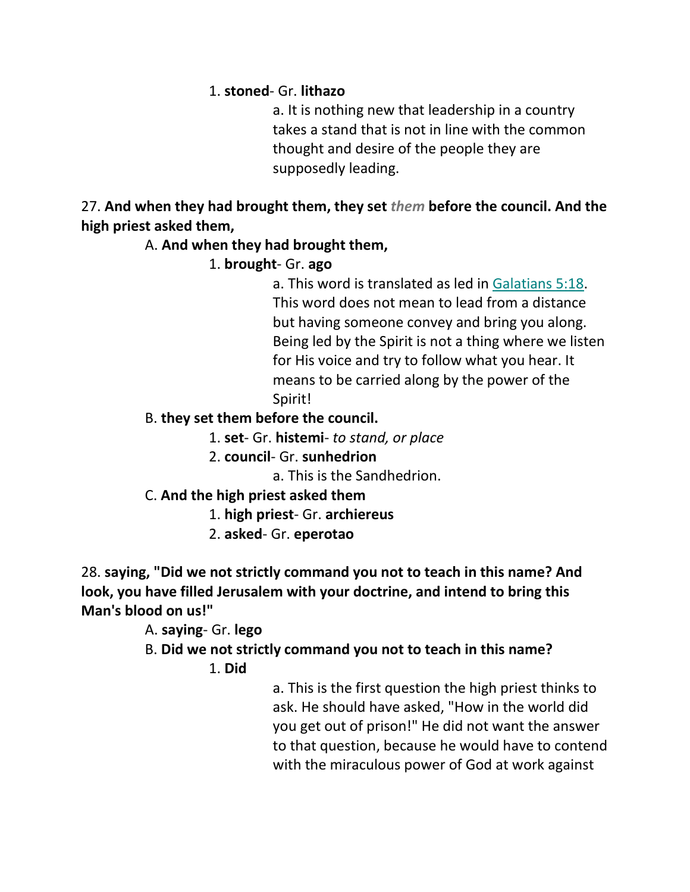1. **stoned**- Gr. **lithazo**

a. It is nothing new that leadership in a country takes a stand that is not in line with the common thought and desire of the people they are supposedly leading.

27. **And when they had brought them, they set *them* before the council. And the high priest asked them,**

A. **And when they had brought them,**

1. **brought**- Gr. **ago**

a. This word is translated as led in Galatians 5:18. This word does not mean to lead from a distance but having someone convey and bring you along. Being led by the Spirit is not a thing where we listen for His voice and try to follow what you hear. It means to be carried along by the power of the Spirit!

B. **they set them before the council.**

1. **set**- Gr. **histemi**- *to stand, or place*

2. **council**- Gr. **sunhedrion**

a. This is the Sandhedrion.

C. **And the high priest asked them**

1. **high priest**- Gr. **archiereus**

2. **asked**- Gr. **eperotao**

28. **saying, "Did we not strictly command you not to teach in this name? And look, you have filled Jerusalem with your doctrine, and intend to bring this Man's blood on us!"**

A. **saying**- Gr. **lego**

B. **Did we not strictly command you not to teach in this name?**

1. **Did**

a. This is the first question the high priest thinks to ask. He should have asked, "How in the world did you get out of prison!" He did not want the answer to that question, because he would have to contend with the miraculous power of God at work against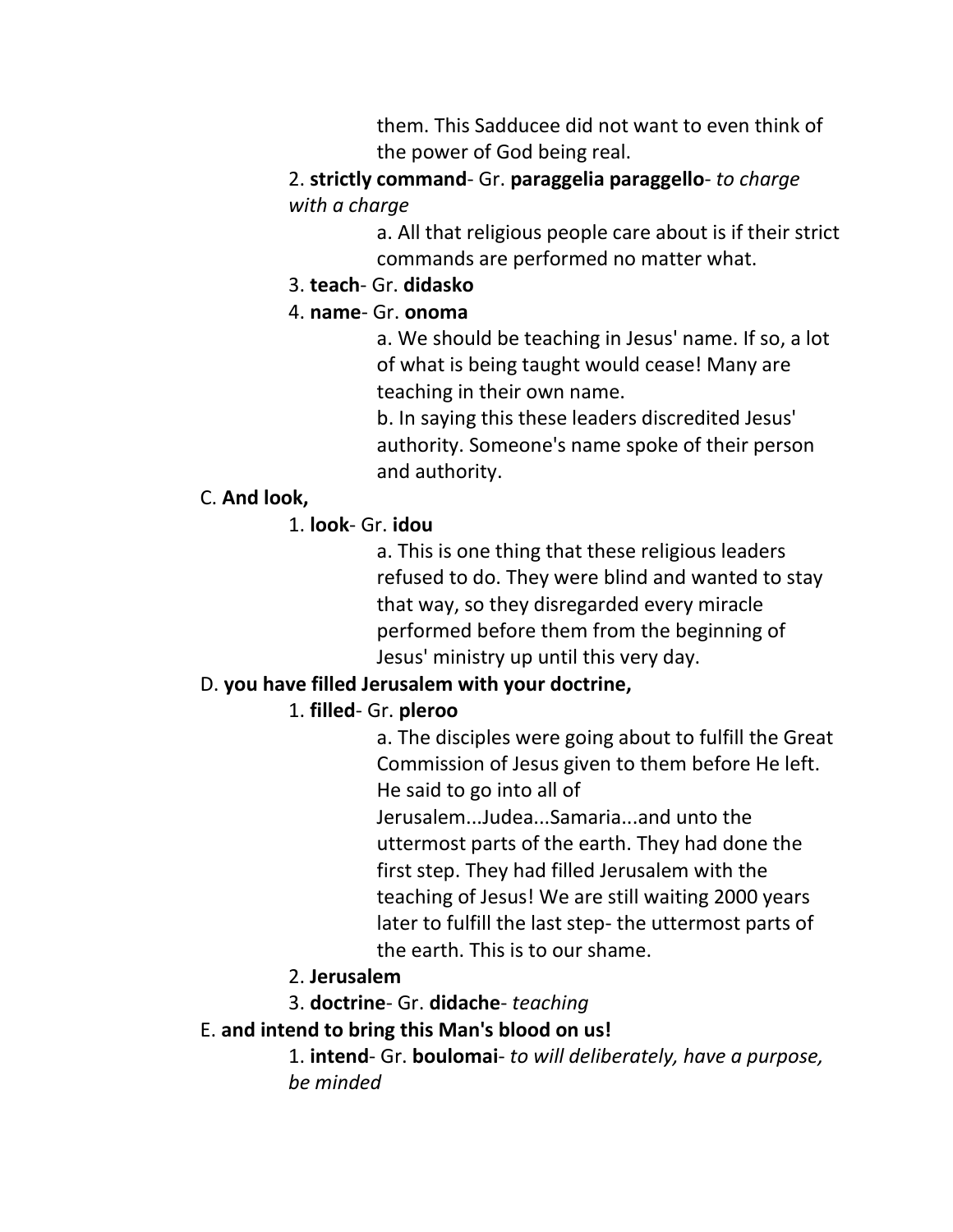them. This Sadducee did not want to even think of the power of God being real.

2. **strictly command**- Gr. **paraggelia paraggello**- *to charge with a charge*

a. All that religious people care about is if their strict commands are performed no matter what.

3. **teach**- Gr. **didasko**

4. **name**- Gr. **onoma**

a. We should be teaching in Jesus' name. If so, a lot of what is being taught would cease! Many are teaching in their own name.

b. In saying this these leaders discredited Jesus' authority. Someone's name spoke of their person and authority.

C. **And look,**

1. **look**- Gr. **idou**

a. This is one thing that these religious leaders refused to do. They were blind and wanted to stay that way, so they disregarded every miracle performed before them from the beginning of Jesus' ministry up until this very day.

D. **you have filled Jerusalem with your doctrine,**

1. **filled**- Gr. **pleroo**

a. The disciples were going about to fulfill the Great Commission of Jesus given to them before He left. He said to go into all of Jerusalem...Judea...Samaria...and unto the uttermost parts of the earth. They had done the first step. They had filled Jerusalem with the teaching of Jesus! We are still waiting 2000 years later to fulfill the last step- the uttermost parts of the earth. This is to our shame.

2. **Jerusalem**

3. **doctrine**- Gr. **didache**- *teaching*

E. **and intend to bring this Man's blood on us!**

1. **intend**- Gr. **boulomai**- *to will deliberately, have a purpose, be minded*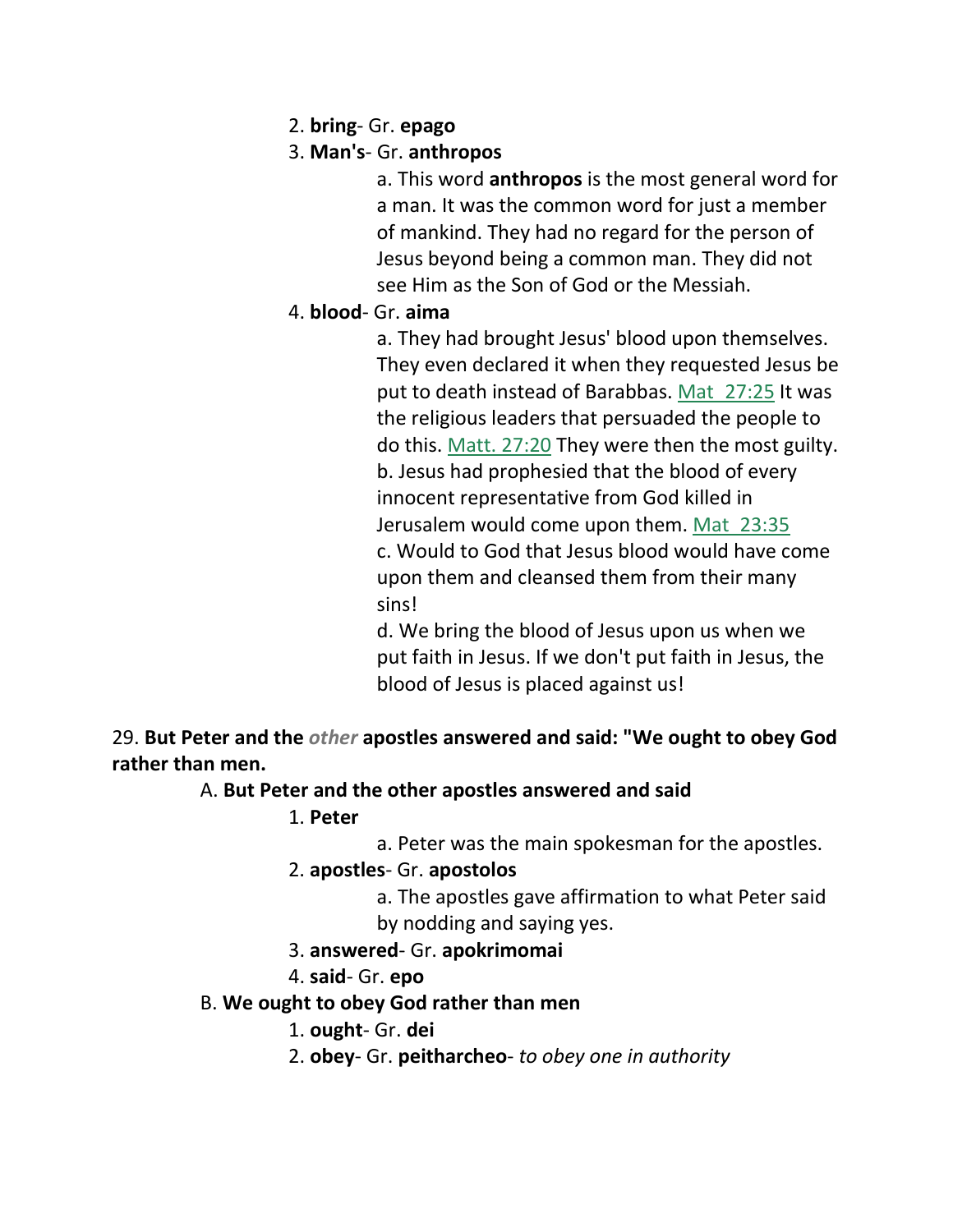2. **bring**- Gr. **epago**

3. **Man's**- Gr. **anthropos**

a. This word **anthropos** is the most general word for a man. It was the common word for just a member of mankind. They had no regard for the person of Jesus beyond being a common man. They did not see Him as the Son of God or the Messiah.

4. **blood**- Gr. **aima**

a. They had brought Jesus' blood upon themselves. They even declared it when they requested Jesus be put to death instead of Barabbas. Mat 27:25 It was the religious leaders that persuaded the people to do this. Matt. 27:20 They were then the most guilty.

b. Jesus had prophesied that the blood of every innocent representative from God killed in Jerusalem would come upon them. Mat 23:35

c. Would to God that Jesus blood would have come upon them and cleansed them from their many sins!

d. We bring the blood of Jesus upon us when we put faith in Jesus. If we don't put faith in Jesus, the blood of Jesus is placed against us!

29. **But Peter and the *other* apostles answered and said: "We ought to obey God rather than men.**

A. **But Peter and the other apostles answered and said**

1. **Peter**

a. Peter was the main spokesman for the apostles.

2. **apostles**- Gr. **apostolos**

a. The apostles gave affirmation to what Peter said by nodding and saying yes.

3. **answered**- Gr. **apokrimomai**

4. **said**- Gr. **epo**

B. **We ought to obey God rather than men**

1. **ought**- Gr. **dei**

2. **obey**- Gr. **peitharcheo**- *to obey one in authority*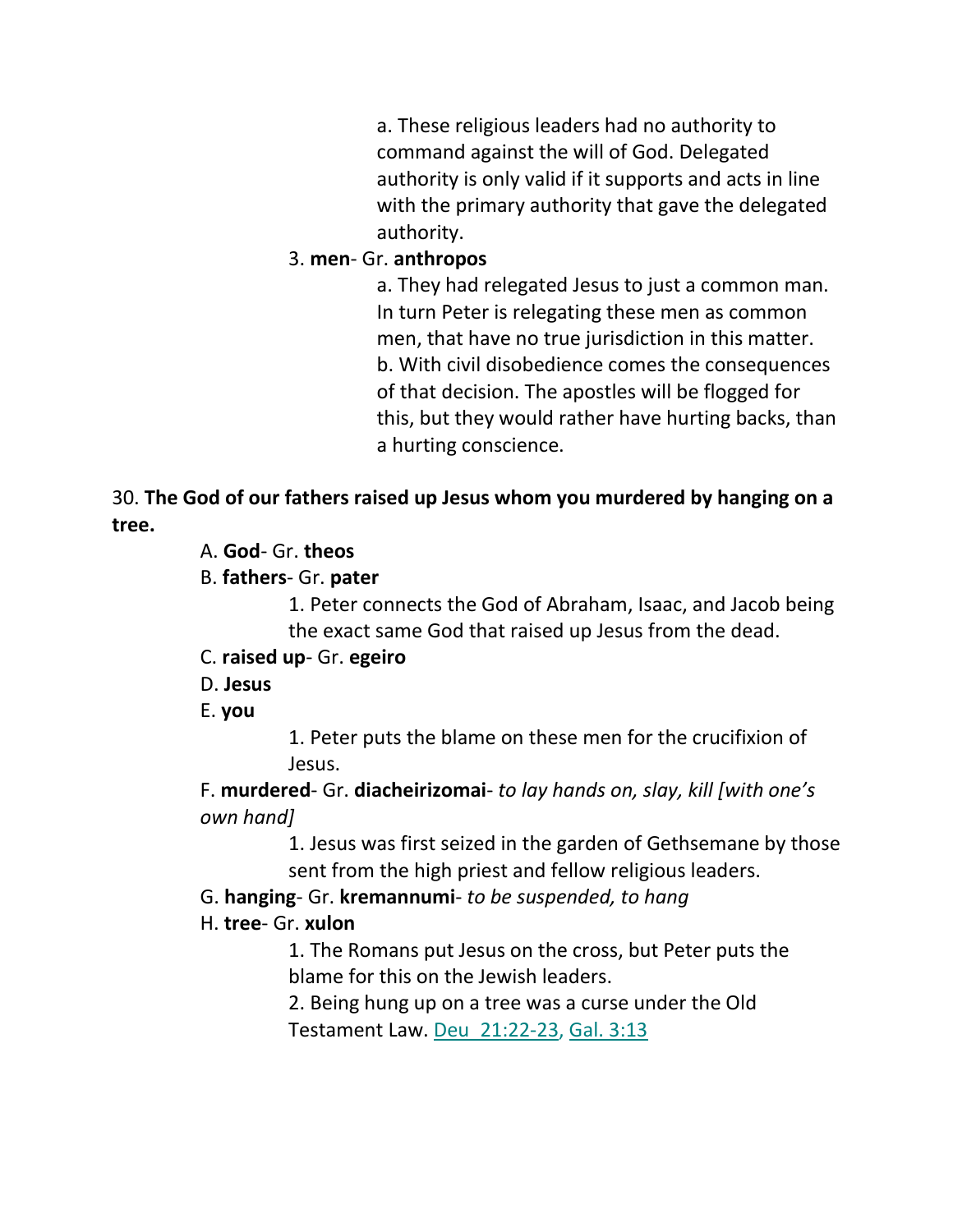a. These religious leaders had no authority to command against the will of God. Delegated authority is only valid if it supports and acts in line with the primary authority that gave the delegated authority.

3. **men**- Gr. **anthropos**

a. They had relegated Jesus to just a common man. In turn Peter is relegating these men as common men, that have no true jurisdiction in this matter.

b. With civil disobedience comes the consequences of that decision. The apostles will be flogged for this, but they would rather have hurting backs, than a hurting conscience.

30. **The God of our fathers raised up Jesus whom you murdered by hanging on a tree.**

A. **God**- Gr. **theos**

B. **fathers**- Gr. **pater**

1. Peter connects the God of Abraham, Isaac, and Jacob being the exact same God that raised up Jesus from the dead.

C. **raised up**- Gr. **egeiro**

D. **Jesus**

E. **you**

1. Peter puts the blame on these men for the crucifixion of Jesus.

F. **murdered**- Gr. **diacheirizomai**- *to lay hands on, slay, kill [with one's own hand]*

1. Jesus was first seized in the garden of Gethsemane by those sent from the high priest and fellow religious leaders.

G. **hanging**- Gr. **kremannumi**- *to be suspended, to hang*

H. **tree**- Gr. **xulon**

1. The Romans put Jesus on the cross, but Peter puts the blame for this on the Jewish leaders.

2. Being hung up on a tree was a curse under the Old Testament Law. Deu 21:22-23, Gal. 3:13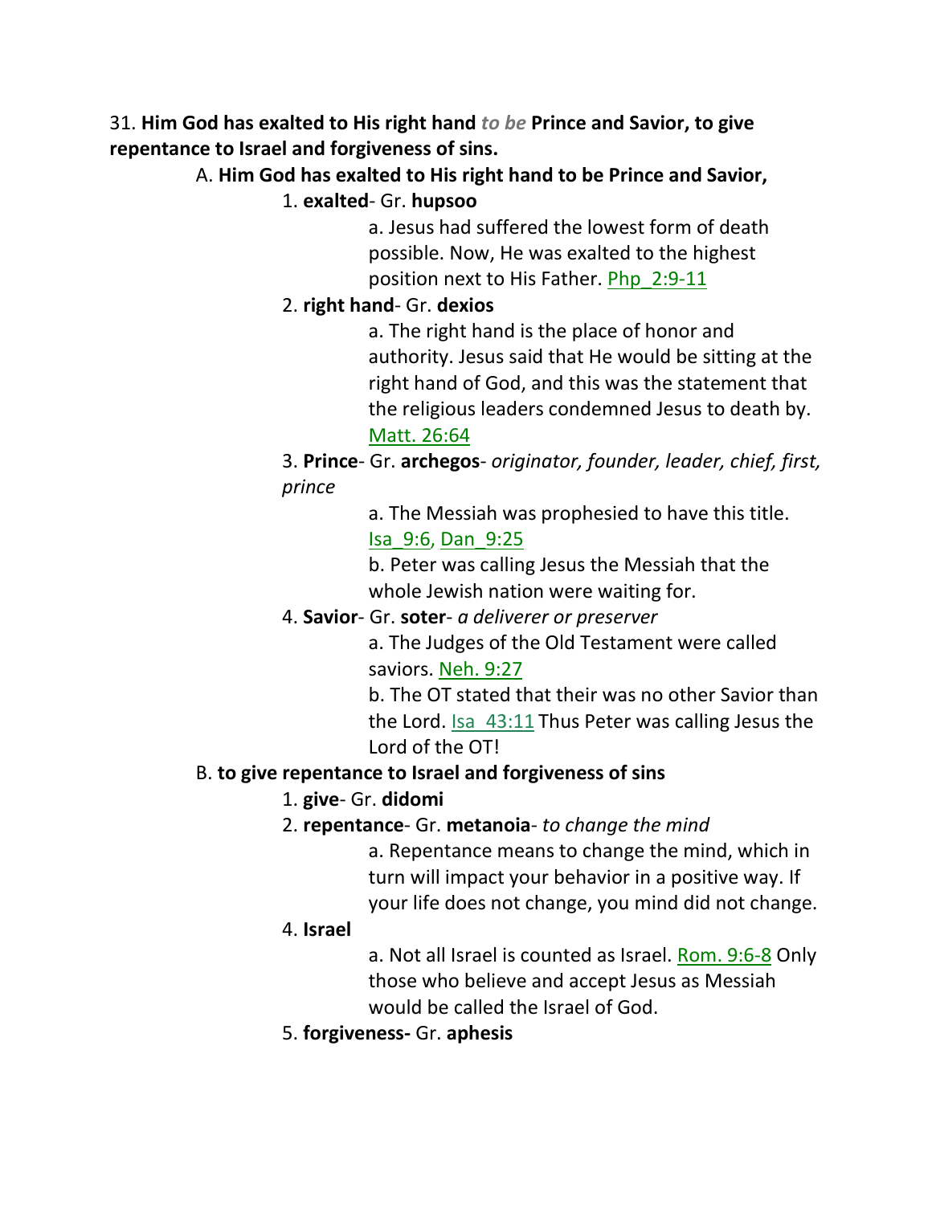31. **Him God has exalted to His right hand** ***to be*** **Prince and Savior, to give repentance to Israel and forgiveness of sins.**

A. **Him God has exalted to His right hand to be Prince and Savior,**

1. **exalted**- Gr. **hupsoo**

a. Jesus had suffered the lowest form of death possible. Now, He was exalted to the highest position next to His Father. Php_2:9-11

2. **right hand**- Gr. **dexios**

a. The right hand is the place of honor and authority. Jesus said that He would be sitting at the right hand of God, and this was the statement that the religious leaders condemned Jesus to death by. Matt. 26:64

3. **Prince**- Gr. **archegos**- *originator, founder, leader, chief, first, prince*

a. The Messiah was prophesied to have this title. Isa_9:6, Dan_9:25

b. Peter was calling Jesus the Messiah that the whole Jewish nation were waiting for.

4. **Savior**- Gr. **soter**- *a deliverer or preserver*

a. The Judges of the Old Testament were called saviors. Neh. 9:27

b. The OT stated that their was no other Savior than the Lord. Isa_43:11 Thus Peter was calling Jesus the Lord of the OT!

B. **to give repentance to Israel and forgiveness of sins**

1. **give**- Gr. **didomi**

2. **repentance**- Gr. **metanoia**- *to change the mind*

a. Repentance means to change the mind, which in turn will impact your behavior in a positive way. If your life does not change, you mind did not change.

4. **Israel**

a. Not all Israel is counted as Israel. Rom. 9:6-8 Only those who believe and accept Jesus as Messiah would be called the Israel of God.

5. **forgiveness-** Gr. **aphesis**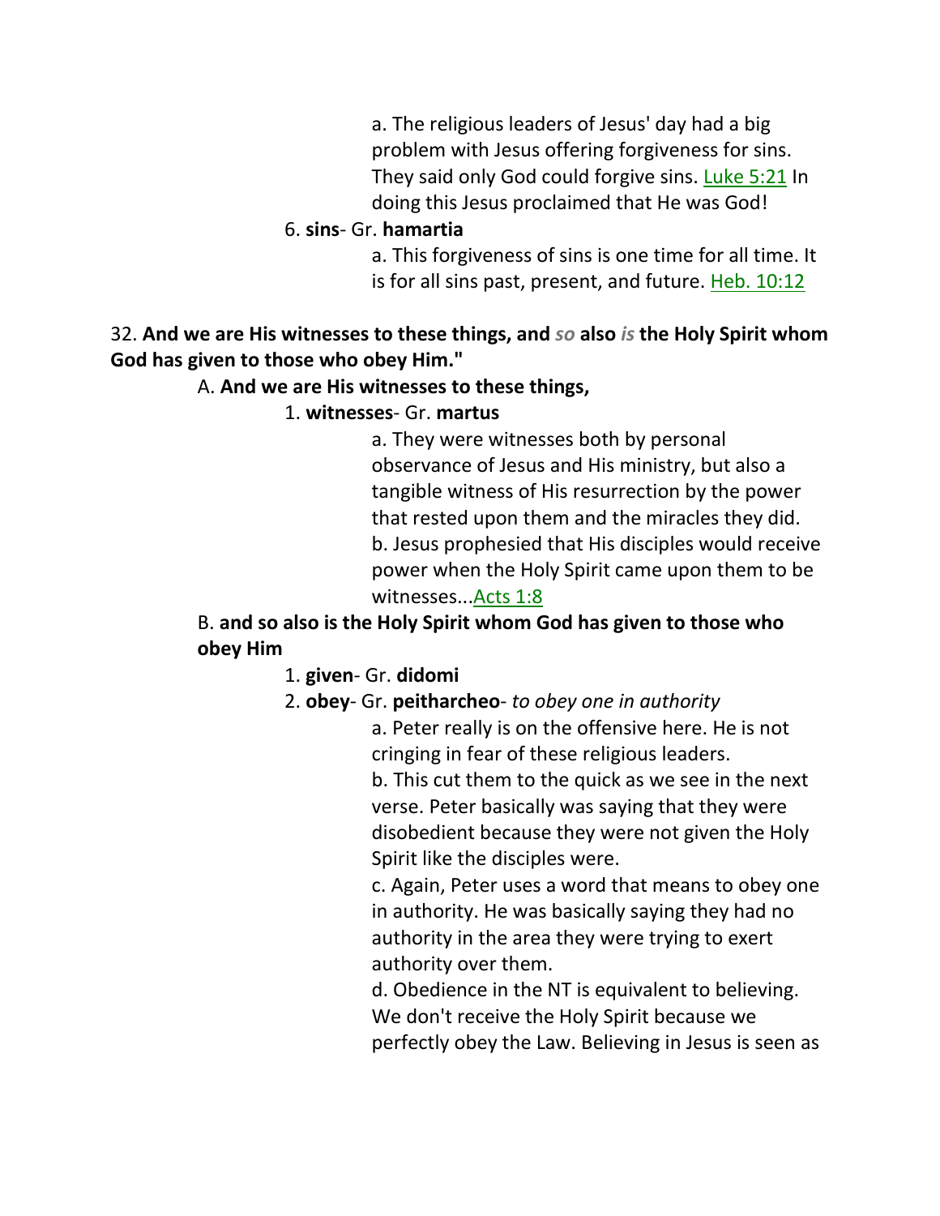a. The religious leaders of Jesus' day had a big problem with Jesus offering forgiveness for sins. They said only God could forgive sins. Luke 5:21 In doing this Jesus proclaimed that He was God!

6. **sins**- Gr. **hamartia**

a. This forgiveness of sins is one time for all time. It is for all sins past, present, and future. Heb. 10:12

32. **And we are His witnesses to these things, and *so* also *is* the Holy Spirit whom God has given to those who obey Him."**

A. **And we are His witnesses to these things,**

1. **witnesses**- Gr. **martus**

a. They were witnesses both by personal observance of Jesus and His ministry, but also a tangible witness of His resurrection by the power that rested upon them and the miracles they did.
b. Jesus prophesied that His disciples would receive power when the Holy Spirit came upon them to be witnesses...Acts 1:8

B. **and so also is the Holy Spirit whom God has given to those who obey Him**

1. **given**- Gr. **didomi**
2. **obey**- Gr. **peitharcheo**- *to obey one in authority*

a. Peter really is on the offensive here. He is not cringing in fear of these religious leaders.
b. This cut them to the quick as we see in the next verse. Peter basically was saying that they were disobedient because they were not given the Holy Spirit like the disciples were.
c. Again, Peter uses a word that means to obey one in authority. He was basically saying they had no authority in the area they were trying to exert authority over them.
d. Obedience in the NT is equivalent to believing. We don't receive the Holy Spirit because we perfectly obey the Law. Believing in Jesus is seen as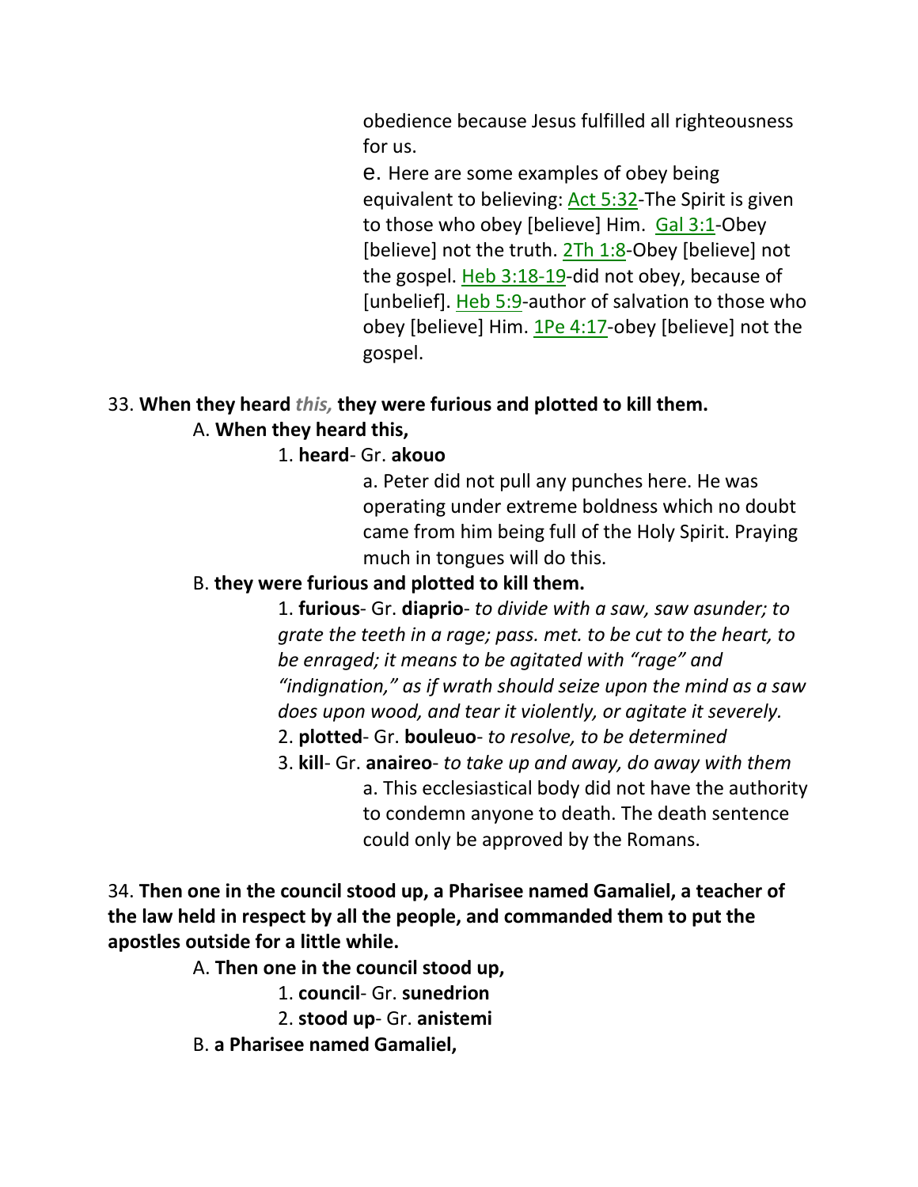obedience because Jesus fulfilled all righteousness for us.

e. Here are some examples of obey being equivalent to believing: Act 5:32-The Spirit is given to those who obey [believe] Him. Gal 3:1-Obey [believe] not the truth. 2Th 1:8-Obey [believe] not the gospel. Heb 3:18-19-did not obey, because of [unbelief]. Heb 5:9-author of salvation to those who obey [believe] Him. 1Pe 4:17-obey [believe] not the gospel.

33. **When they heard *this,* they were furious and plotted to kill them.**

A. **When they heard this,**

1. **heard**- Gr. **akouo**

a. Peter did not pull any punches here. He was operating under extreme boldness which no doubt came from him being full of the Holy Spirit. Praying much in tongues will do this.

B. **they were furious and plotted to kill them.**

1. **furious**- Gr. **diaprio**- *to divide with a saw, saw asunder; to grate the teeth in a rage; pass. met. to be cut to the heart, to be enraged; it means to be agitated with "rage" and "indignation," as if wrath should seize upon the mind as a saw does upon wood, and tear it violently, or agitate it severely.*

2. **plotted**- Gr. **bouleuo**- *to resolve, to be determined*

3. **kill**- Gr. **anaireo**- *to take up and away, do away with them*

a. This ecclesiastical body did not have the authority to condemn anyone to death. The death sentence could only be approved by the Romans.

34. **Then one in the council stood up, a Pharisee named Gamaliel, a teacher of the law held in respect by all the people, and commanded them to put the apostles outside for a little while.**

A. **Then one in the council stood up,**

1. **council**- Gr. **sunedrion**

2. **stood up**- Gr. **anistemi**

B. **a Pharisee named Gamaliel,**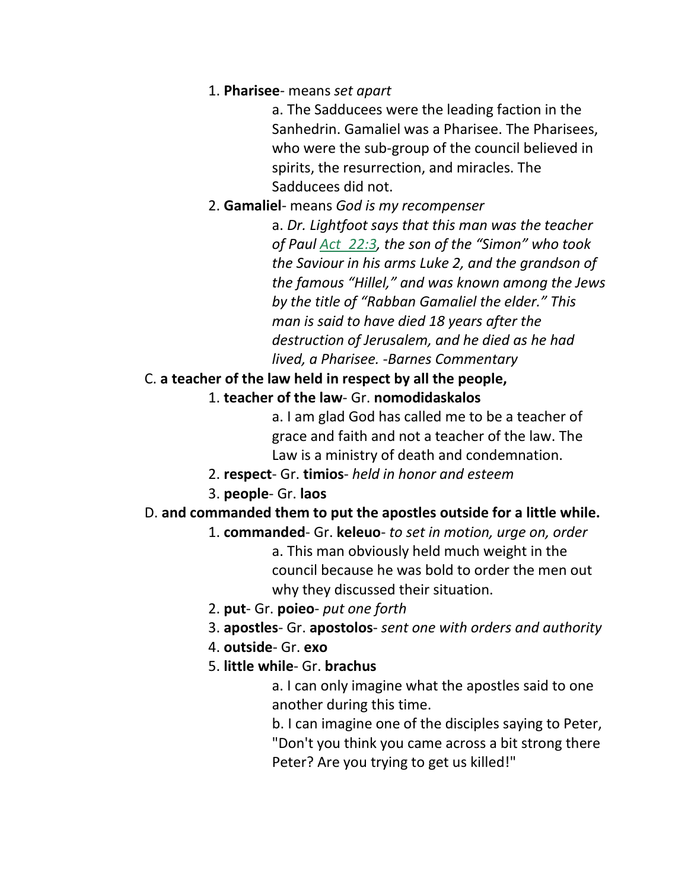1. **Pharisee**- means *set apart*

    a. The Sadducees were the leading faction in the Sanhedrin. Gamaliel was a Pharisee. The Pharisees, who were the sub-group of the council believed in spirits, the resurrection, and miracles. The Sadducees did not.

2. **Gamaliel**- means *God is my recompenser*

    a. *Dr. Lightfoot says that this man was the teacher of Paul Act 22:3, the son of the "Simon" who took the Saviour in his arms Luke 2, and the grandson of the famous "Hillel," and was known among the Jews by the title of "Rabban Gamaliel the elder." This man is said to have died 18 years after the destruction of Jerusalem, and he died as he had lived, a Pharisee. -Barnes Commentary*

C. **a teacher of the law held in respect by all the people,**

1. **teacher of the law**- Gr. **nomodidaskalos**

    a. I am glad God has called me to be a teacher of grace and faith and not a teacher of the law. The Law is a ministry of death and condemnation.

2. **respect**- Gr. **timios**- *held in honor and esteem*
3. **people**- Gr. **laos**

D. **and commanded them to put the apostles outside for a little while.**

1. **commanded**- Gr. **keleuo**- *to set in motion, urge on, order*

    a. This man obviously held much weight in the council because he was bold to order the men out why they discussed their situation.

2. **put**- Gr. **poieo**- *put one forth*
3. **apostles**- Gr. **apostolos**- *sent one with orders and authority*
4. **outside**- Gr. **exo**
5. **little while**- Gr. **brachus**

    a. I can only imagine what the apostles said to one another during this time.

    b. I can imagine one of the disciples saying to Peter, "Don't you think you came across a bit strong there Peter? Are you trying to get us killed!"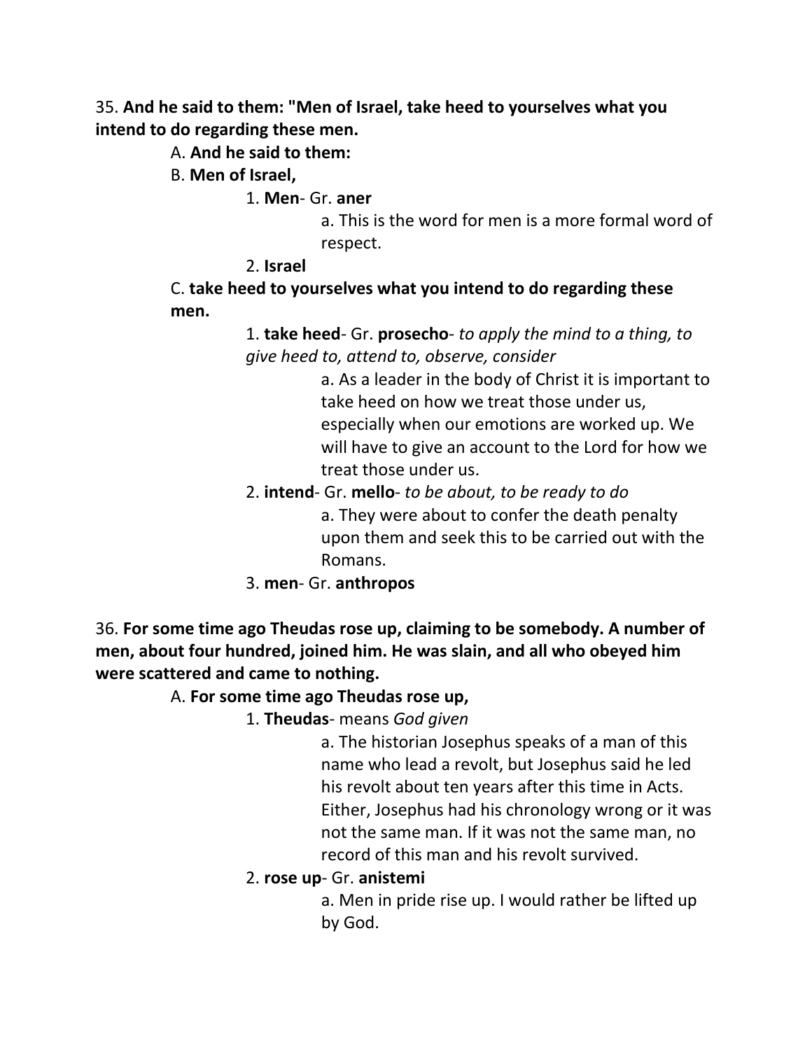35. **And he said to them: "Men of Israel, take heed to yourselves what you intend to do regarding these men.**

A. **And he said to them:**

B. **Men of Israel,**

1. **Men**- Gr. **aner**

a. This is the word for men is a more formal word of respect.

2. **Israel**

C. **take heed to yourselves what you intend to do regarding these men.**

1. **take heed**- Gr. **prosecho**- *to apply the mind to a thing, to give heed to, attend to, observe, consider*

a. As a leader in the body of Christ it is important to take heed on how we treat those under us, especially when our emotions are worked up. We will have to give an account to the Lord for how we treat those under us.

2. **intend**- Gr. **mello**- *to be about, to be ready to do*

a. They were about to confer the death penalty upon them and seek this to be carried out with the Romans.

3. **men**- Gr. **anthropos**

36. **For some time ago Theudas rose up, claiming to be somebody. A number of men, about four hundred, joined him. He was slain, and all who obeyed him were scattered and came to nothing.**

A. **For some time ago Theudas rose up,**

1. **Theudas**- means *God given*

a. The historian Josephus speaks of a man of this name who lead a revolt, but Josephus said he led his revolt about ten years after this time in Acts. Either, Josephus had his chronology wrong or it was not the same man. If it was not the same man, no record of this man and his revolt survived.

2. **rose up**- Gr. **anistemi**

a. Men in pride rise up. I would rather be lifted up by God.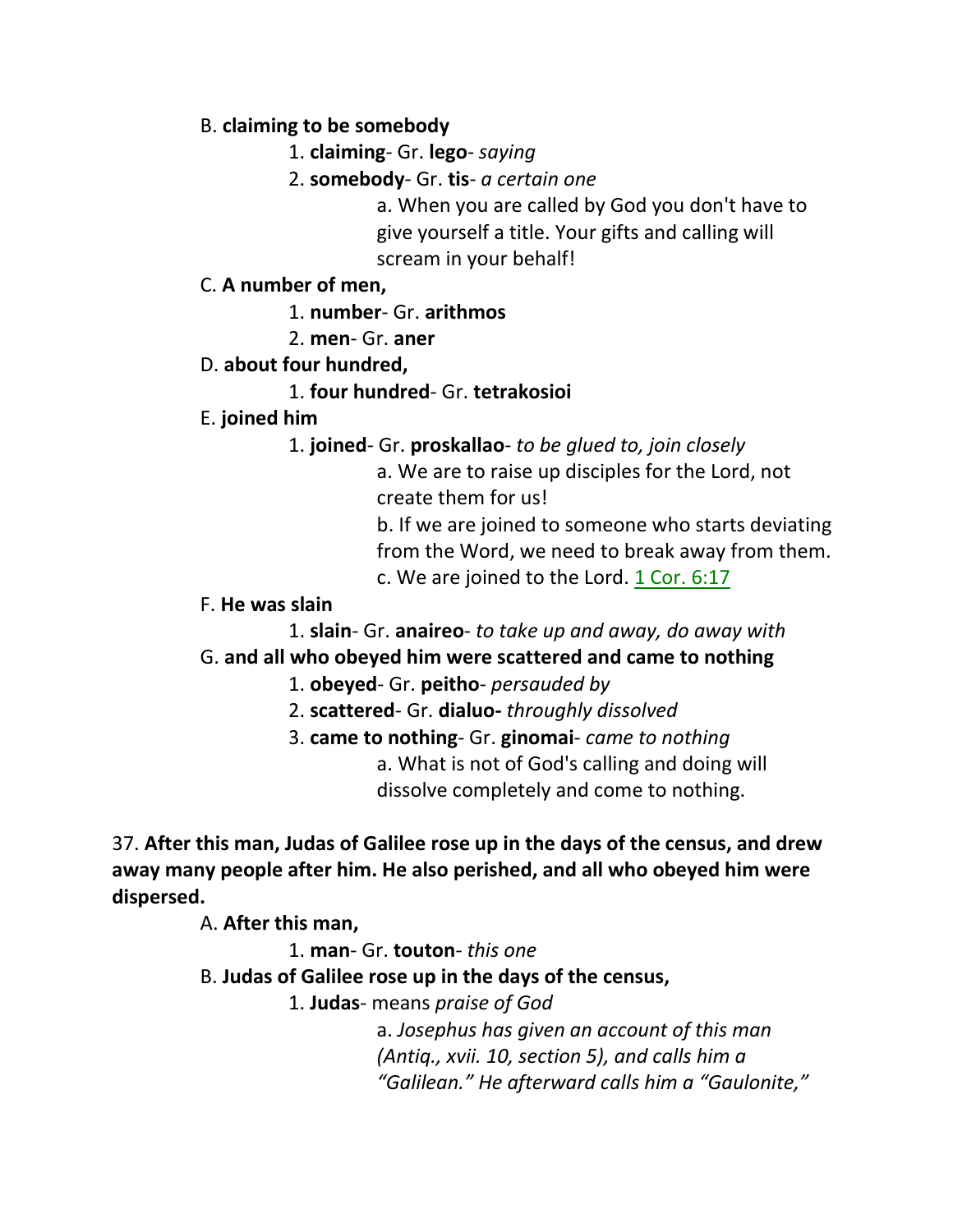B. **claiming to be somebody**

1. **claiming**- Gr. **lego**- *saying*

2. **somebody**- Gr. **tis**- *a certain one*

a. When you are called by God you don't have to give yourself a title. Your gifts and calling will scream in your behalf!

C. **A number of men,**

1. **number**- Gr. **arithmos**

2. **men**- Gr. **aner**

D. **about four hundred,**

1. **four hundred**- Gr. **tetrakosioi**

E. **joined him**

1. **joined**- Gr. **proskallao**- *to be glued to, join closely*

a. We are to raise up disciples for the Lord, not create them for us!

b. If we are joined to someone who starts deviating from the Word, we need to break away from them.

c. We are joined to the Lord. 1 Cor. 6:17

F. **He was slain**

1. **slain**- Gr. **anaireo**- *to take up and away, do away with*

G. **and all who obeyed him were scattered and came to nothing**

1. **obeyed**- Gr. **peitho**- *persuaded by*

2. **scattered**- Gr. **dialuo-** *throughly dissolved*

3. **came to nothing**- Gr. **ginomai**- *came to nothing*

a. What is not of God's calling and doing will dissolve completely and come to nothing.

37. **After this man, Judas of Galilee rose up in the days of the census, and drew away many people after him. He also perished, and all who obeyed him were dispersed.**

A. **After this man,**

1. **man**- Gr. **touton**- *this one*

B. **Judas of Galilee rose up in the days of the census,**

1. **Judas**- means *praise of God*

a. *Josephus has given an account of this man (Antiq., xvii. 10, section 5), and calls him a "Galilean." He afterward calls him a "Gaulonite,"*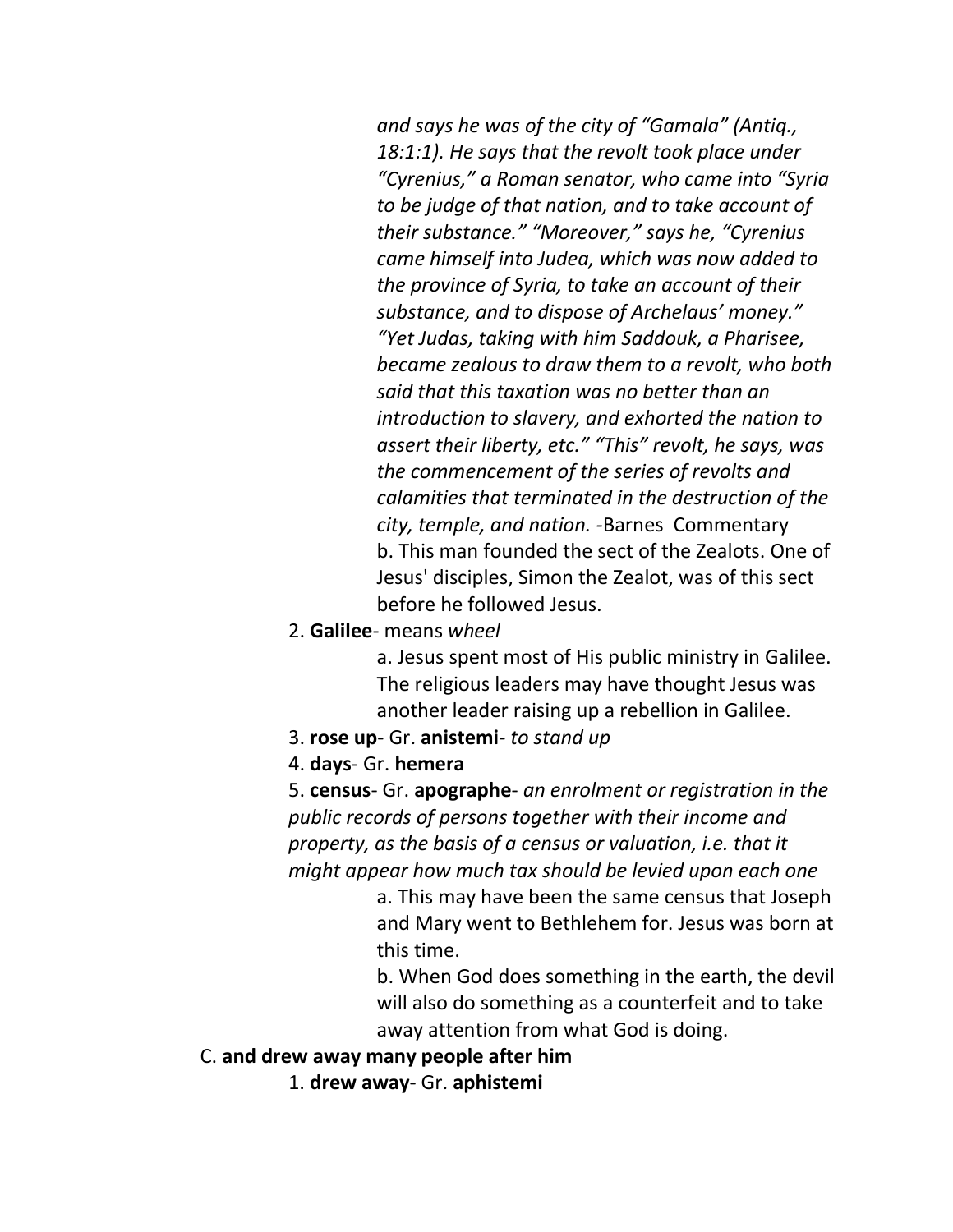*and says he was of the city of "Gamala" (Antiq., 18:1:1). He says that the revolt took place under "Cyrenius," a Roman senator, who came into "Syria to be judge of that nation, and to take account of their substance." "Moreover," says he, "Cyrenius came himself into Judea, which was now added to the province of Syria, to take an account of their substance, and to dispose of Archelaus' money." "Yet Judas, taking with him Saddouk, a Pharisee, became zealous to draw them to a revolt, who both said that this taxation was no better than an introduction to slavery, and exhorted the nation to assert their liberty, etc." "This" revolt, he says, was the commencement of the series of revolts and calamities that terminated in the destruction of the city, temple, and nation.* -Barnes Commentary

b. This man founded the sect of the Zealots. One of Jesus' disciples, Simon the Zealot, was of this sect before he followed Jesus.

2. **Galilee**- means *wheel*

a. Jesus spent most of His public ministry in Galilee. The religious leaders may have thought Jesus was another leader raising up a rebellion in Galilee.

3. **rose up**- Gr. **anistemi**- *to stand up*

4. **days**- Gr. **hemera**

5. **census**- Gr. **apographe**- *an enrolment or registration in the public records of persons together with their income and property, as the basis of a census or valuation, i.e. that it might appear how much tax should be levied upon each one*

a. This may have been the same census that Joseph and Mary went to Bethlehem for. Jesus was born at this time.

b. When God does something in the earth, the devil will also do something as a counterfeit and to take away attention from what God is doing.

C. **and drew away many people after him**

1. **drew away**- Gr. **aphistemi**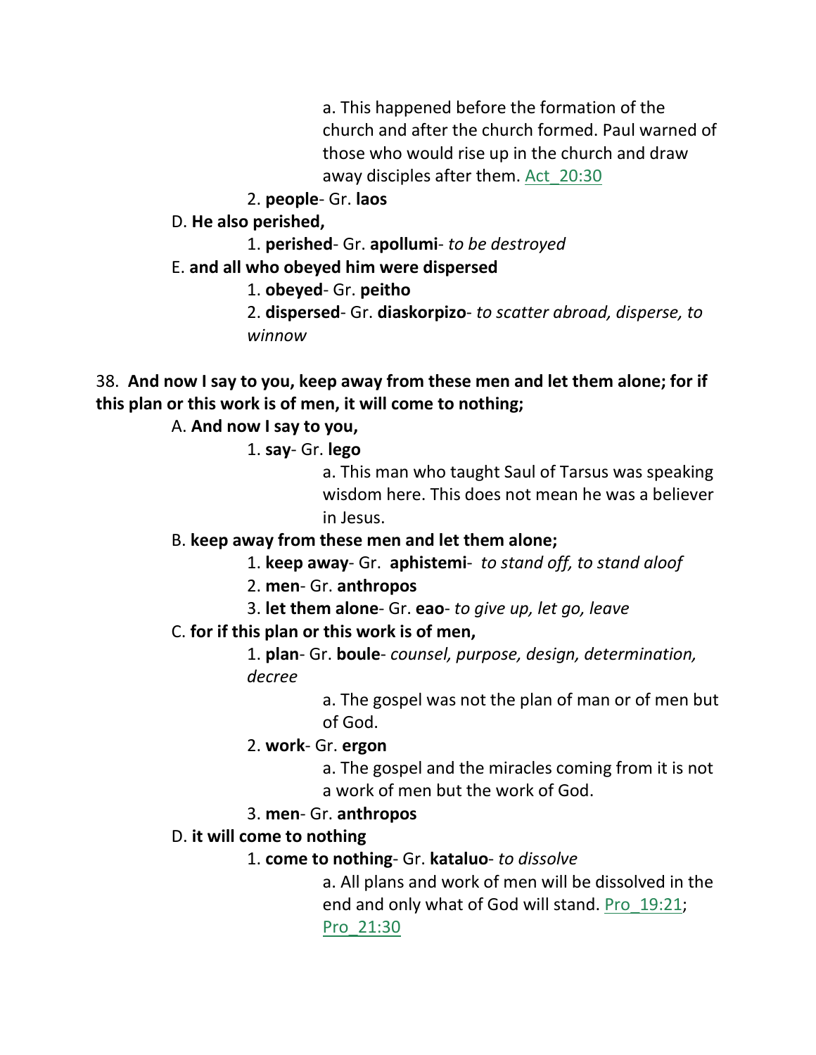a. This happened before the formation of the church and after the church formed. Paul warned of those who would rise up in the church and draw away disciples after them. Act_20:30

2. **people**- Gr. **laos**

D. **He also perished,**

1. **perished**- Gr. **apollumi**- *to be destroyed*

E. **and all who obeyed him were dispersed**

1. **obeyed**- Gr. **peitho**

2. **dispersed**- Gr. **diaskorpizo**- *to scatter abroad, disperse, to winnow*

38. **And now I say to you, keep away from these men and let them alone; for if this plan or this work is of men, it will come to nothing;**

A. **And now I say to you,**

1. **say**- Gr. **lego**

a. This man who taught Saul of Tarsus was speaking wisdom here. This does not mean he was a believer in Jesus.

B. **keep away from these men and let them alone;**

1. **keep away**- Gr. **aphistemi**- *to stand off, to stand aloof*

2. **men**- Gr. **anthropos**

3. **let them alone**- Gr. **eao**- *to give up, let go, leave*

C. **for if this plan or this work is of men,**

1. **plan**- Gr. **boule**- *counsel, purpose, design, determination, decree*

a. The gospel was not the plan of man or of men but of God.

2. **work**- Gr. **ergon**

a. The gospel and the miracles coming from it is not a work of men but the work of God.

3. **men**- Gr. **anthropos**

D. **it will come to nothing**

1. **come to nothing**- Gr. **kataluo**- *to dissolve*

a. All plans and work of men will be dissolved in the end and only what of God will stand. Pro_19:21; Pro_21:30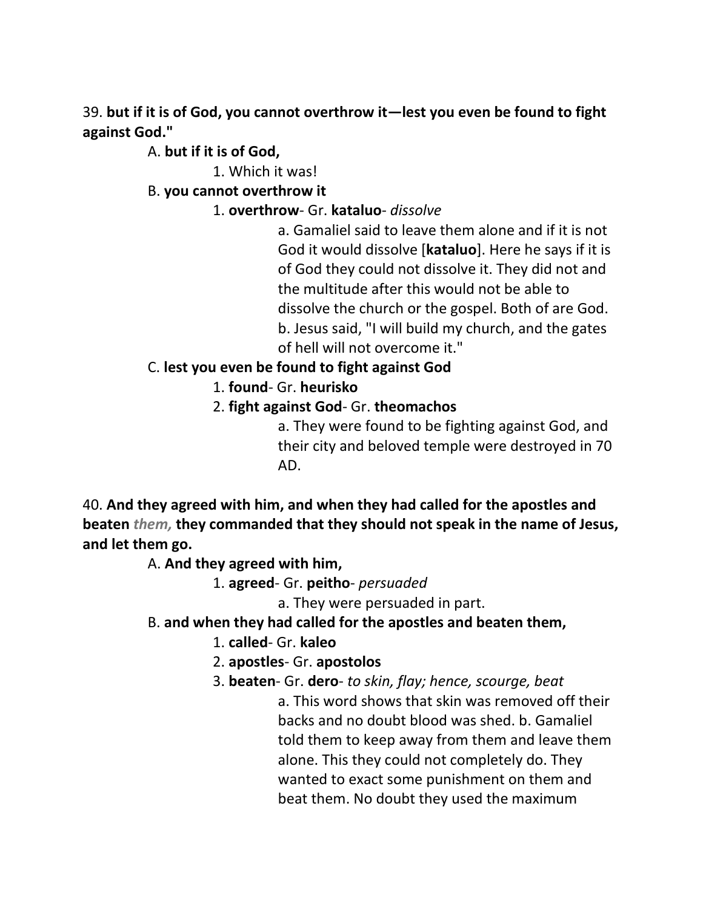39. **but if it is of God, you cannot overthrow it—lest you even be found to fight against God."**

A. **but if it is of God,**

1. Which it was!

B. **you cannot overthrow it**

1. **overthrow**- Gr. **kataluo**- *dissolve*

a. Gamaliel said to leave them alone and if it is not God it would dissolve [**kataluo**]. Here he says if it is of God they could not dissolve it. They did not and the multitude after this would not be able to dissolve the church or the gospel. Both of are God.

b. Jesus said, "I will build my church, and the gates of hell will not overcome it."

C. **lest you even be found to fight against God**

1. **found**- Gr. **heurisko**

2. **fight against God**- Gr. **theomachos**

a. They were found to be fighting against God, and their city and beloved temple were destroyed in 70 AD.

40. **And they agreed with him, and when they had called for the apostles and beaten *them,* they commanded that they should not speak in the name of Jesus, and let them go.**

A. **And they agreed with him,**

1. **agreed**- Gr. **peitho**- *persuaded*

a. They were persuaded in part.

B. **and when they had called for the apostles and beaten them,**

1. **called**- Gr. **kaleo**

2. **apostles**- Gr. **apostolos**

3. **beaten**- Gr. **dero**- *to skin, flay; hence, scourge, beat*

a. This word shows that skin was removed off their backs and no doubt blood was shed. b. Gamaliel told them to keep away from them and leave them alone. This they could not completely do. They wanted to exact some punishment on them and beat them. No doubt they used the maximum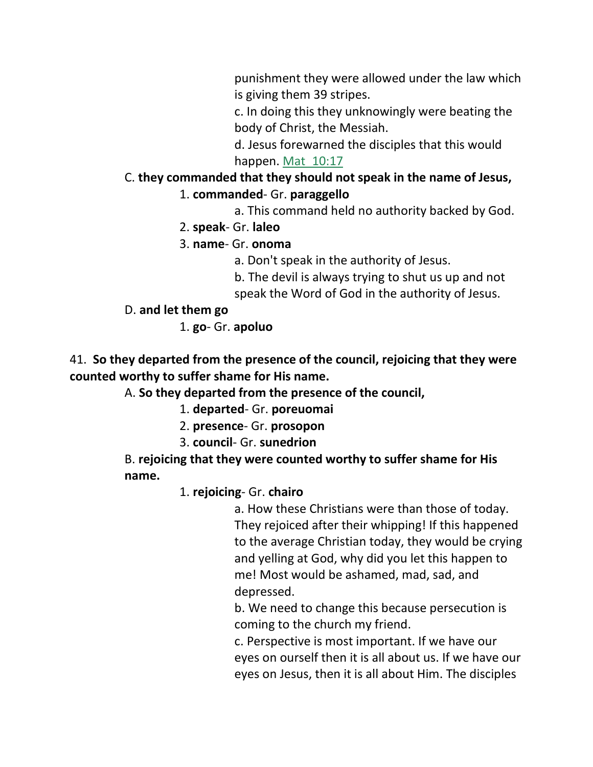punishment they were allowed under the law which is giving them 39 stripes.

c. In doing this they unknowingly were beating the body of Christ, the Messiah.

d. Jesus forewarned the disciples that this would happen. Mat 10:17

C. **they commanded that they should not speak in the name of Jesus,**

1. **commanded**- Gr. **paraggello**

a. This command held no authority backed by God.

2. **speak**- Gr. **laleo**

3. **name**- Gr. **onoma**

a. Don't speak in the authority of Jesus.

b. The devil is always trying to shut us up and not speak the Word of God in the authority of Jesus.

D. **and let them go**

1. **go**- Gr. **apoluo**

41. **So they departed from the presence of the council, rejoicing that they were counted worthy to suffer shame for His name.**

A. **So they departed from the presence of the council,**

1. **departed**- Gr. **poreuomai**

2. **presence**- Gr. **prosopon**

3. **council**- Gr. **sunedrion**

B. **rejoicing that they were counted worthy to suffer shame for His name.**

1. **rejoicing**- Gr. **chairo**

a. How these Christians were than those of today. They rejoiced after their whipping! If this happened to the average Christian today, they would be crying and yelling at God, why did you let this happen to me! Most would be ashamed, mad, sad, and depressed.

b. We need to change this because persecution is coming to the church my friend.

c. Perspective is most important. If we have our eyes on ourself then it is all about us. If we have our eyes on Jesus, then it is all about Him. The disciples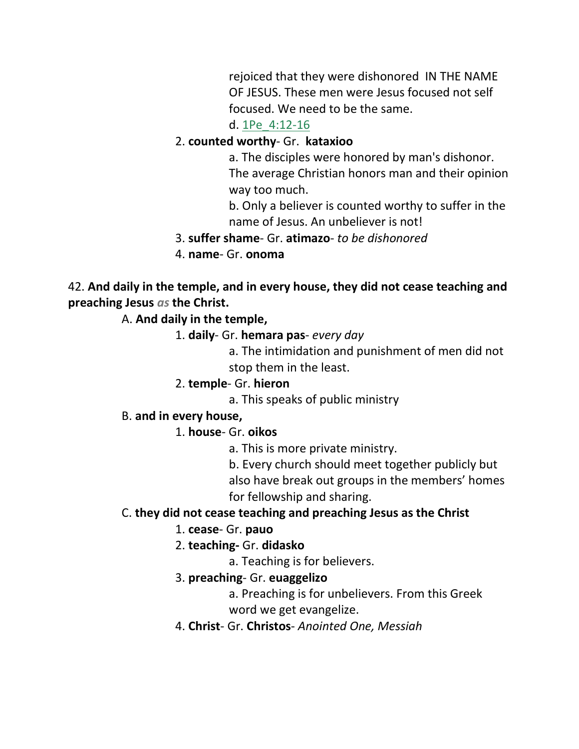rejoiced that they were dishonored IN THE NAME OF JESUS. These men were Jesus focused not self focused. We need to be the same.

d. 1Pe_4:12-16

2. **counted worthy**- Gr. **kataxioo**

a. The disciples were honored by man's dishonor. The average Christian honors man and their opinion way too much.

b. Only a believer is counted worthy to suffer in the name of Jesus. An unbeliever is not!

3. **suffer shame**- Gr. **atimazo**- *to be dishonored*

4. **name**- Gr. **onoma**

42. **And daily in the temple, and in every house, they did not cease teaching and preaching Jesus** *as* **the Christ.**

A. **And daily in the temple,**

1. **daily**- Gr. **hemara pas**- *every day*

a. The intimidation and punishment of men did not stop them in the least.

2. **temple**- Gr. **hieron**

a. This speaks of public ministry

B. **and in every house,**

1. **house**- Gr. **oikos**

a. This is more private ministry.

b. Every church should meet together publicly but also have break out groups in the members' homes for fellowship and sharing.

C. **they did not cease teaching and preaching Jesus as the Christ**

1. **cease**- Gr. **pauo**

2. **teaching-** Gr. **didasko**

a. Teaching is for believers.

3. **preaching**- Gr. **euaggelizo**

a. Preaching is for unbelievers. From this Greek word we get evangelize.

4. **Christ**- Gr. **Christos**- *Anointed One, Messiah*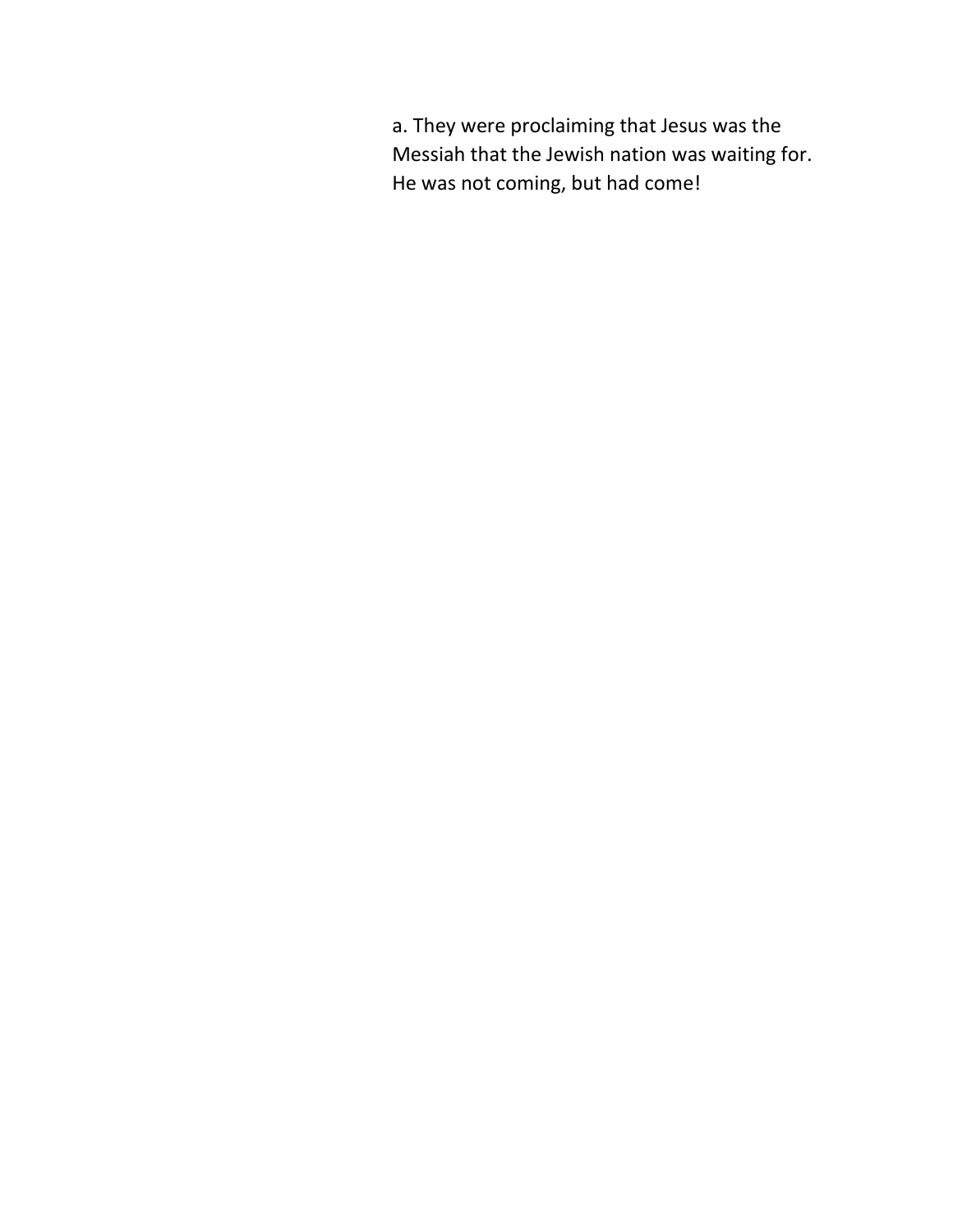a. They were proclaiming that Jesus was the Messiah that the Jewish nation was waiting for. He was not coming, but had come!